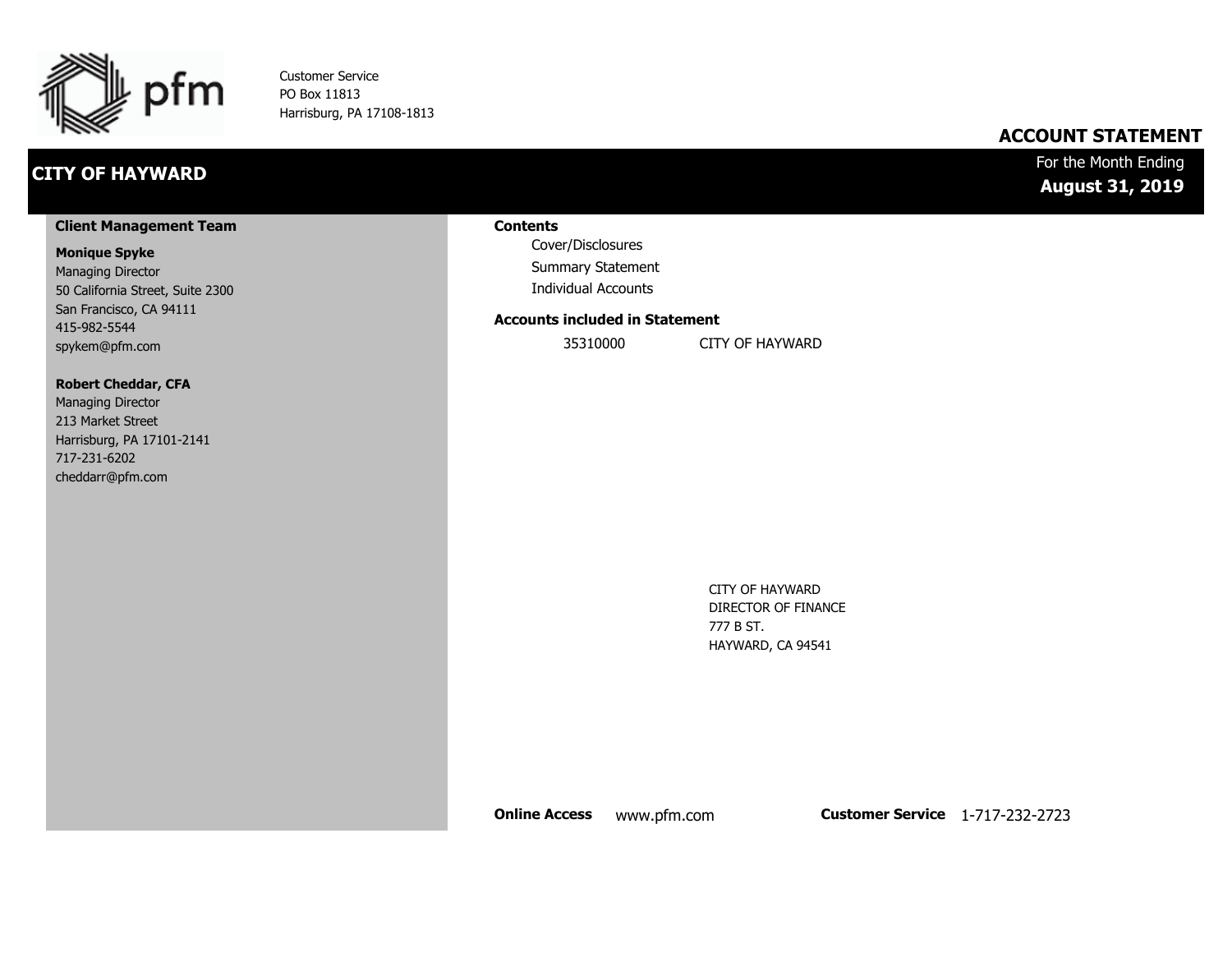pfm

Customer Service
PO Box 11813
Harrisburg, PA 17108-1813

# ACCOUNT STATEMENT

## CITY OF HAYWARD

For the Month Ending
**August 31, 2019**

### Client Management Team

**Monique Spyke**
Managing Director
50 California Street, Suite 2300
San Francisco, CA 94111
415-982-5544
spykem@pfm.com

**Robert Cheddar, CFA**
Managing Director
213 Market Street
Harrisburg, PA 17101-2141
717-231-6202
cheddarr@pfm.com

### Contents

- Cover/Disclosures
- Summary Statement
- Individual Accounts

### Accounts included in Statement

| | |
|---|---|
| 35310000 | CITY OF HAYWARD |

CITY OF HAYWARD
DIRECTOR OF FINANCE
777 B ST.
HAYWARD, CA 94541

**Online Access** www.pfm.com **Customer Service** 1-717-232-2723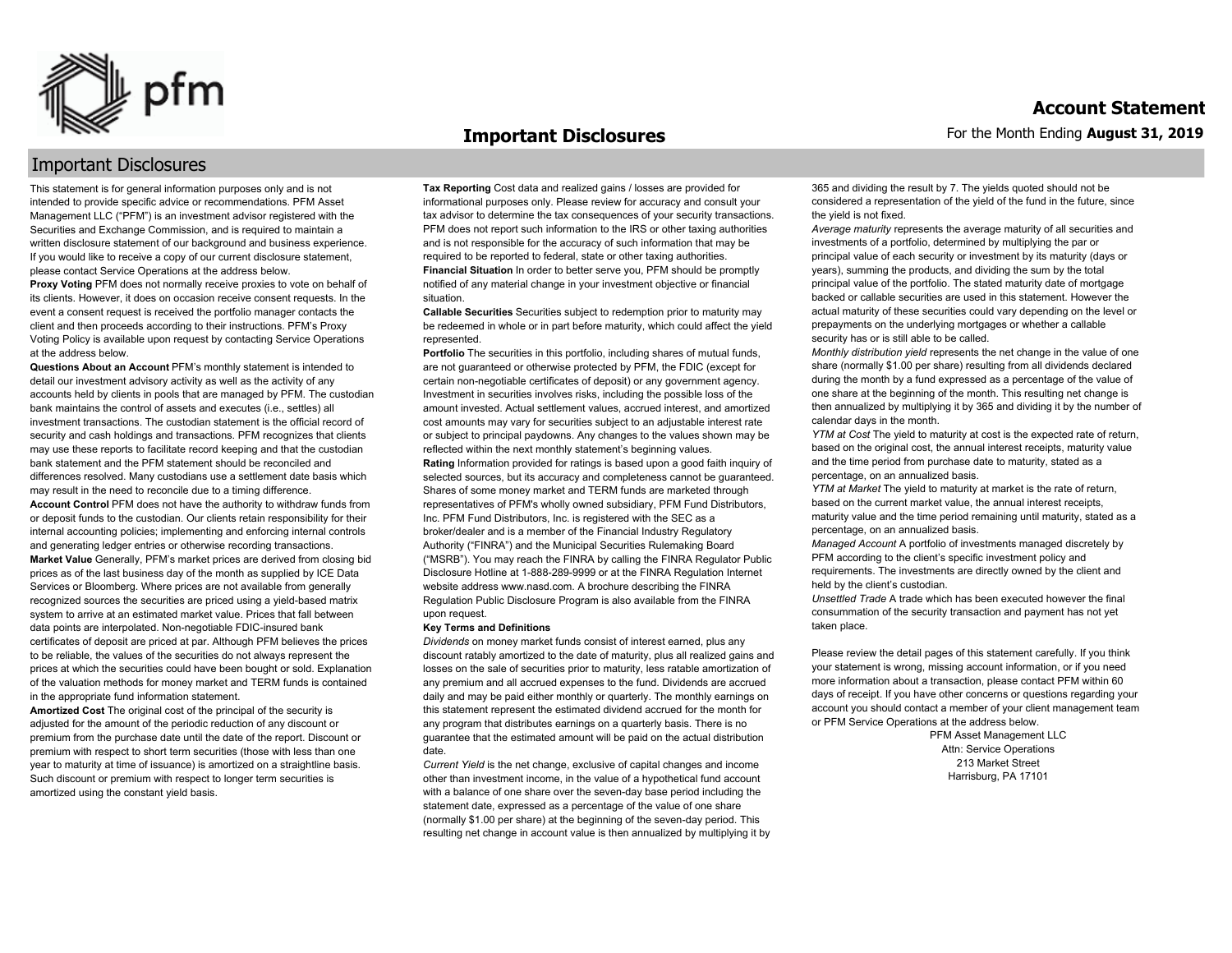# Important Disclosures

## Important Disclosures

This statement is for general information purposes only and is not intended to provide specific advice or recommendations. PFM Asset Management LLC ("PFM") is an investment advisor registered with the Securities and Exchange Commission, and is required to maintain a written disclosure statement of our background and business experience. If you would like to receive a copy of our current disclosure statement, please contact Service Operations at the address below.

**Proxy Voting** PFM does not normally receive proxies to vote on behalf of its clients. However, it does on occasion receive consent requests. In the event a consent request is received the portfolio manager contacts the client and then proceeds according to their instructions. PFM's Proxy Voting Policy is available upon request by contacting Service Operations at the address below.

**Questions About an Account** PFM's monthly statement is intended to detail our investment advisory activity as well as the activity of any accounts held by clients in pools that are managed by PFM. The custodian bank maintains the control of assets and executes (i.e., settles) all investment transactions. The custodian statement is the official record of security and cash holdings and transactions. PFM recognizes that clients may use these reports to facilitate record keeping and that the custodian bank statement and the PFM statement should be reconciled and differences resolved. Many custodians use a settlement date basis which may result in the need to reconcile due to a timing difference.

**Account Control** PFM does not have the authority to withdraw funds from or deposit funds to the custodian. Our clients retain responsibility for their internal accounting policies; implementing and enforcing internal controls and generating ledger entries or otherwise recording transactions.

**Market Value** Generally, PFM's market prices are derived from closing bid prices as of the last business day of the month as supplied by ICE Data Services or Bloomberg. Where prices are not available from generally recognized sources the securities are priced using a yield-based matrix system to arrive at an estimated market value. Prices that fall between data points are interpolated. Non-negotiable FDIC-insured bank certificates of deposit are priced at par. Although PFM believes the prices to be reliable, the values of the securities do not always represent the prices at which the securities could have been bought or sold. Explanation of the valuation methods for money market and TERM funds is contained in the appropriate fund information statement.

**Amortized Cost** The original cost of the principal of the security is adjusted for the amount of the periodic reduction of any discount or premium from the purchase date until the date of the report. Discount or premium with respect to short term securities (those with less than one year to maturity at time of issuance) is amortized on a straightline basis. Such discount or premium with respect to longer term securities is amortized using the constant yield basis.

**Tax Reporting** Cost data and realized gains / losses are provided for informational purposes only. Please review for accuracy and consult your tax advisor to determine the tax consequences of your security transactions. PFM does not report such information to the IRS or other taxing authorities and is not responsible for the accuracy of such information that may be required to be reported to federal, state or other taxing authorities.

**Financial Situation** In order to better serve you, PFM should be promptly notified of any material change in your investment objective or financial situation.

**Callable Securities** Securities subject to redemption prior to maturity may be redeemed in whole or in part before maturity, which could affect the yield represented.

**Portfolio** The securities in this portfolio, including shares of mutual funds, are not guaranteed or otherwise protected by PFM, the FDIC (except for certain non-negotiable certificates of deposit) or any government agency. Investment in securities involves risks, including the possible loss of the amount invested. Actual settlement values, accrued interest, and amortized cost amounts may vary for securities subject to an adjustable interest rate or subject to principal paydowns. Any changes to the values shown may be reflected within the next monthly statement's beginning values.

**Rating** Information provided for ratings is based upon a good faith inquiry of selected sources, but its accuracy and completeness cannot be guaranteed. Shares of some money market and TERM funds are marketed through representatives of PFM's wholly owned subsidiary, PFM Fund Distributors, Inc. PFM Fund Distributors, Inc. is registered with the SEC as a broker/dealer and is a member of the Financial Industry Regulatory Authority ("FINRA") and the Municipal Securities Rulemaking Board ("MSRB"). You may reach the FINRA by calling the FINRA Regulator Public Disclosure Hotline at 1-888-289-9999 or at the FINRA Regulation Internet website address www.nasd.com. A brochure describing the FINRA Regulation Public Disclosure Program is also available from the FINRA upon request.

**Key Terms and Definitions**

*Dividends* on money market funds consist of interest earned, plus any discount ratably amortized to the date of maturity, plus all realized gains and losses on the sale of securities prior to maturity, less ratable amortization of any premium and all accrued expenses to the fund. Dividends are accrued daily and may be paid either monthly or quarterly. The monthly earnings on this statement represent the estimated dividend accrued for the month for any program that distributes earnings on a quarterly basis. There is no guarantee that the estimated amount will be paid on the actual distribution date.

*Current Yield* is the net change, exclusive of capital changes and income other than investment income, in the value of a hypothetical fund account with a balance of one share over the seven-day base period including the statement date, expressed as a percentage of the value of one share (normally $1.00 per share) at the beginning of the seven-day period. This resulting net change in account value is then annualized by multiplying it by 365 and dividing the result by 7. The yields quoted should not be considered a representation of the yield of the fund in the future, since the yield is not fixed.

*Average maturity* represents the average maturity of all securities and investments of a portfolio, determined by multiplying the par or principal value of each security or investment by its maturity (days or years), summing the products, and dividing the sum by the total principal value of the portfolio. The stated maturity date of mortgage backed or callable securities are used in this statement. However the actual maturity of these securities could vary depending on the level or prepayments on the underlying mortgages or whether a callable security has or is still able to be called.

*Monthly distribution yield* represents the net change in the value of one share (normally $1.00 per share) resulting from all dividends declared during the month by a fund expressed as a percentage of the value of one share at the beginning of the month. This resulting net change is then annualized by multiplying it by 365 and dividing it by the number of calendar days in the month.

*YTM at Cost* The yield to maturity at cost is the expected rate of return, based on the original cost, the annual interest receipts, maturity value and the time period from purchase date to maturity, stated as a percentage, on an annualized basis.

*YTM at Market* The yield to maturity at market is the rate of return, based on the current market value, the annual interest receipts, maturity value and the time period remaining until maturity, stated as a percentage, on an annualized basis.

*Managed Account* A portfolio of investments managed discretely by PFM according to the client's specific investment policy and requirements. The investments are directly owned by the client and held by the client's custodian.

*Unsettled Trade* A trade which has been executed however the final consummation of the security transaction and payment has not yet taken place.

Please review the detail pages of this statement carefully. If you think your statement is wrong, missing account information, or if you need more information about a transaction, please contact PFM within 60 days of receipt. If you have other concerns or questions regarding your account you should contact a member of your client management team or PFM Service Operations at the address below.

PFM Asset Management LLC
Attn: Service Operations
213 Market Street
Harrisburg, PA 17101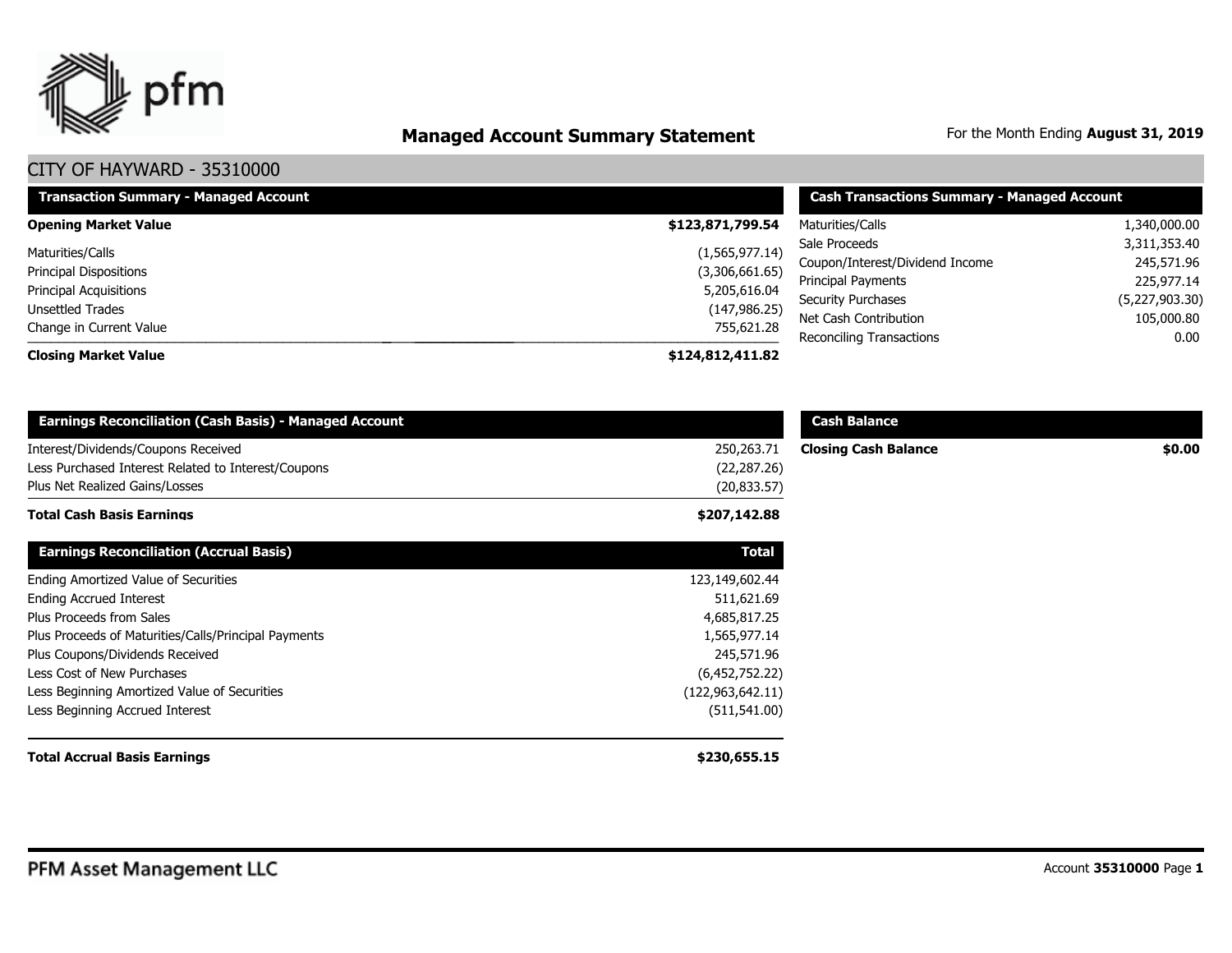# Managed Account Summary Statement

For the Month Ending **August 31, 2019**

## CITY OF HAYWARD - 35310000

| Transaction Summary - Managed Account | |
|---|---|
| **Opening Market Value** | **$123,871,799.54** |
| Maturities/Calls | (1,565,977.14) |
| Principal Dispositions | (3,306,661.65) |
| Principal Acquisitions | 5,205,616.04 |
| Unsettled Trades | (147,986.25) |
| Change in Current Value | 755,621.28 |
| **Closing Market Value** | **$124,812,411.82** |

| Cash Transactions Summary - Managed Account | |
|---|---|
| Maturities/Calls | 1,340,000.00 |
| Sale Proceeds | 3,311,353.40 |
| Coupon/Interest/Dividend Income | 245,571.96 |
| Principal Payments | 225,977.14 |
| Security Purchases | (5,227,903.30) |
| Net Cash Contribution | 105,000.80 |
| Reconciling Transactions | 0.00 |

| Earnings Reconciliation (Cash Basis) - Managed Account | |
|---|---|
| Interest/Dividends/Coupons Received | 250,263.71 |
| Less Purchased Interest Related to Interest/Coupons | (22,287.26) |
| Plus Net Realized Gains/Losses | (20,833.57) |
| **Total Cash Basis Earnings** | **$207,142.88** |

| Cash Balance | |
|---|---|
| **Closing Cash Balance** | **$0.00** |

| Earnings Reconciliation (Accrual Basis) | Total |
|---|---|
| Ending Amortized Value of Securities | 123,149,602.44 |
| Ending Accrued Interest | 511,621.69 |
| Plus Proceeds from Sales | 4,685,817.25 |
| Plus Proceeds of Maturities/Calls/Principal Payments | 1,565,977.14 |
| Plus Coupons/Dividends Received | 245,571.96 |
| Less Cost of New Purchases | (6,452,752.22) |
| Less Beginning Amortized Value of Securities | (122,963,642.11) |
| Less Beginning Accrued Interest | (511,541.00) |
| **Total Accrual Basis Earnings** | **$230,655.15** |

PFM Asset Management LLC

Account **35310000**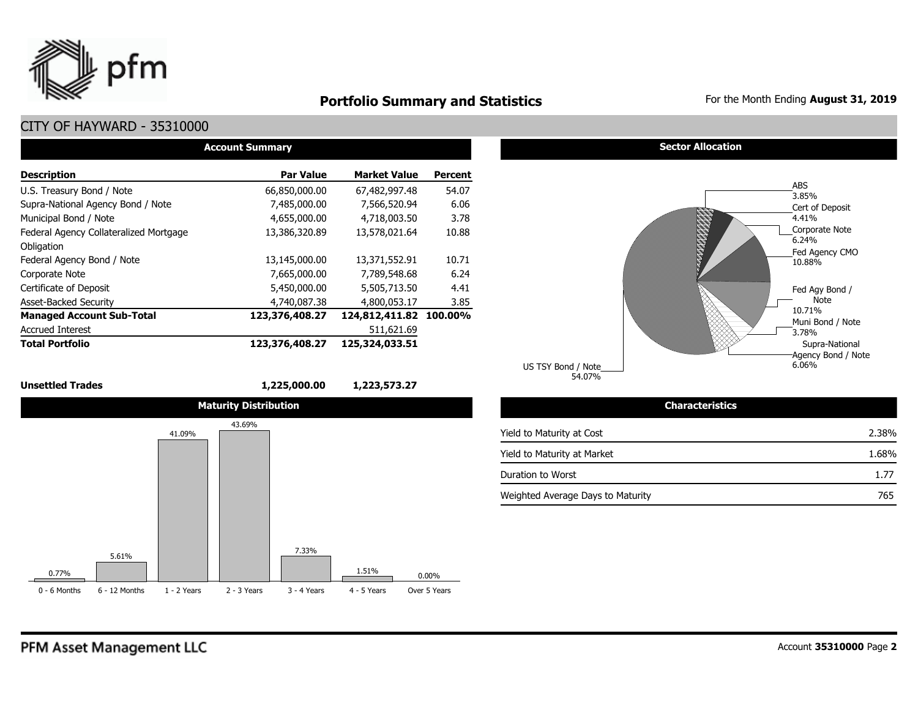# Portfolio Summary and Statistics

For the Month Ending **August 31, 2019**

## CITY OF HAYWARD - 35310000

### Account Summary

| Description | Par Value | Market Value | Percent |
|---|---|---|---|
| U.S. Treasury Bond / Note | 66,850,000.00 | 67,482,997.48 | 54.07 |
| Supra-National Agency Bond / Note | 7,485,000.00 | 7,566,520.94 | 6.06 |
| Municipal Bond / Note | 4,655,000.00 | 4,718,003.50 | 3.78 |
| Federal Agency Collateralized Mortgage Obligation | 13,386,320.89 | 13,578,021.64 | 10.88 |
| Federal Agency Bond / Note | 13,145,000.00 | 13,371,552.91 | 10.71 |
| Corporate Note | 7,665,000.00 | 7,789,548.68 | 6.24 |
| Certificate of Deposit | 5,450,000.00 | 5,505,713.50 | 4.41 |
| Asset-Backed Security | 4,740,087.38 | 4,800,053.17 | 3.85 |
| **Managed Account Sub-Total** | **123,376,408.27** | **124,812,411.82** | **100.00%** |
| Accrued Interest | | 511,621.69 | |
| **Total Portfolio** | **123,376,408.27** | **125,324,033.51** | |
| **Unsettled Trades** | **1,225,000.00** | **1,223,573.27** | |

### Sector Allocation

| Sector | Percent |
|---|---|
| ABS | 3.85% |
| Cert of Deposit | 4.41% |
| Corporate Note | 6.24% |
| Fed Agency CMO | 10.88% |
| Fed Agy Bond / Note | 10.71% |
| Muni Bond / Note | 3.78% |
| Supra-National Agency Bond / Note | 6.06% |
| US TSY Bond / Note | 54.07% |

### Maturity Distribution

| 0 - 6 Months | 6 - 12 Months | 1 - 2 Years | 2 - 3 Years | 3 - 4 Years | 4 - 5 Years | Over 5 Years |
|---|---|---|---|---|---|---|
| 0.77% | 5.61% | 41.09% | 43.69% | 7.33% | 1.51% | 0.00% |

### Characteristics

| | |
|---|---|
| Yield to Maturity at Cost | 2.38% |
| Yield to Maturity at Market | 1.68% |
| Duration to Worst | 1.77 |
| Weighted Average Days to Maturity | 765 |

PFM Asset Management LLC

Account **35310000**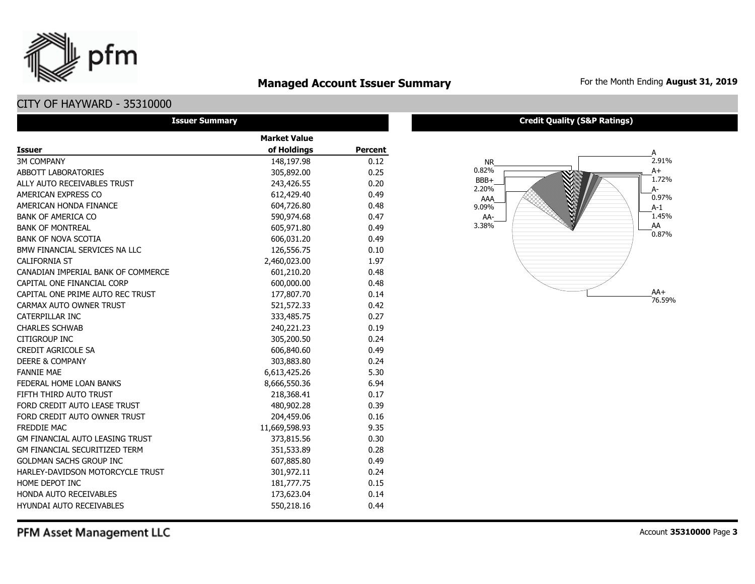# Managed Account Issuer Summary

For the Month Ending **August 31, 2019**

## CITY OF HAYWARD - 35310000

### Issuer Summary

| Issuer | Market Value of Holdings | Percent |
|---|---|---|
| 3M COMPANY | 148,197.98 | 0.12 |
| ABBOTT LABORATORIES | 305,892.00 | 0.25 |
| ALLY AUTO RECEIVABLES TRUST | 243,426.55 | 0.20 |
| AMERICAN EXPRESS CO | 612,429.40 | 0.49 |
| AMERICAN HONDA FINANCE | 604,726.80 | 0.48 |
| BANK OF AMERICA CO | 590,974.68 | 0.47 |
| BANK OF MONTREAL | 605,971.80 | 0.49 |
| BANK OF NOVA SCOTIA | 606,031.20 | 0.49 |
| BMW FINANCIAL SERVICES NA LLC | 126,556.75 | 0.10 |
| CALIFORNIA ST | 2,460,023.00 | 1.97 |
| CANADIAN IMPERIAL BANK OF COMMERCE | 601,210.20 | 0.48 |
| CAPITAL ONE FINANCIAL CORP | 600,000.00 | 0.48 |
| CAPITAL ONE PRIME AUTO REC TRUST | 177,807.70 | 0.14 |
| CARMAX AUTO OWNER TRUST | 521,572.33 | 0.42 |
| CATERPILLAR INC | 333,485.75 | 0.27 |
| CHARLES SCHWAB | 240,221.23 | 0.19 |
| CITIGROUP INC | 305,200.50 | 0.24 |
| CREDIT AGRICOLE SA | 606,840.60 | 0.49 |
| DEERE & COMPANY | 303,883.80 | 0.24 |
| FANNIE MAE | 6,613,425.26 | 5.30 |
| FEDERAL HOME LOAN BANKS | 8,666,550.36 | 6.94 |
| FIFTH THIRD AUTO TRUST | 218,368.41 | 0.17 |
| FORD CREDIT AUTO LEASE TRUST | 480,902.28 | 0.39 |
| FORD CREDIT AUTO OWNER TRUST | 204,459.06 | 0.16 |
| FREDDIE MAC | 11,669,598.93 | 9.35 |
| GM FINANCIAL AUTO LEASING TRUST | 373,815.56 | 0.30 |
| GM FINANCIAL SECURITIZED TERM | 351,533.89 | 0.28 |
| GOLDMAN SACHS GROUP INC | 607,885.80 | 0.49 |
| HARLEY-DAVIDSON MOTORCYCLE TRUST | 301,972.11 | 0.24 |
| HOME DEPOT INC | 181,777.75 | 0.15 |
| HONDA AUTO RECEIVABLES | 173,623.04 | 0.14 |
| HYUNDAI AUTO RECEIVABLES | 550,218.16 | 0.44 |

### Credit Quality (S&P Ratings)

| Rating | Percent |
|---|---|
| NR | 0.82% |
| BBB+ | 2.20% |
| AAA | 9.09% |
| AA- | 3.38% |
| A | 2.91% |
| A+ | 1.72% |
| A- | 0.97% |
| A-1 | 1.45% |
| AA | 0.87% |
| AA+ | 76.59% |

PFM Asset Management LLC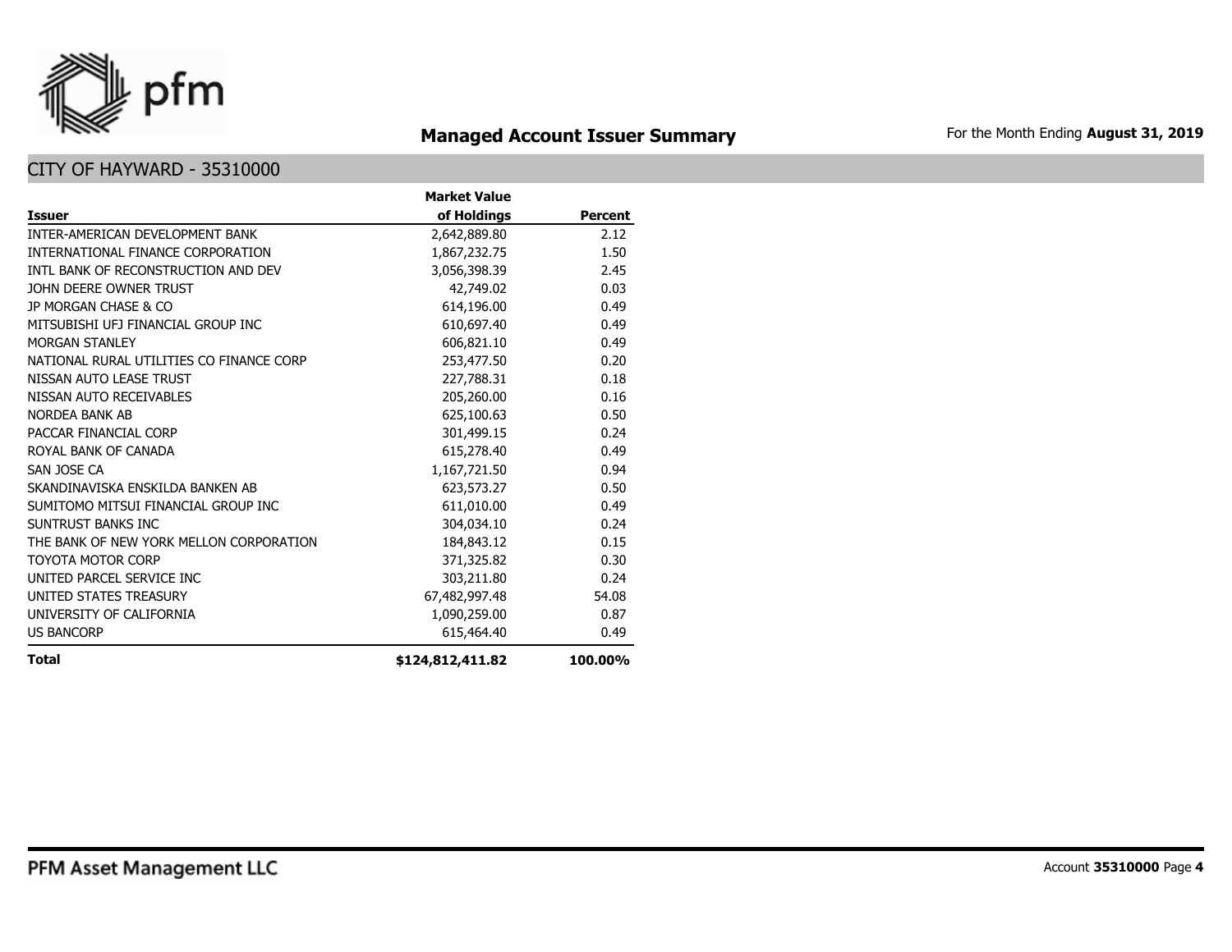## Managed Account Issuer Summary

For the Month Ending **August 31, 2019**

### CITY OF HAYWARD - 35310000

| Issuer | Market Value of Holdings | Percent |
|---|---:|---:|
| INTER-AMERICAN DEVELOPMENT BANK | 2,642,889.80 | 2.12 |
| INTERNATIONAL FINANCE CORPORATION | 1,867,232.75 | 1.50 |
| INTL BANK OF RECONSTRUCTION AND DEV | 3,056,398.39 | 2.45 |
| JOHN DEERE OWNER TRUST | 42,749.02 | 0.03 |
| JP MORGAN CHASE & CO | 614,196.00 | 0.49 |
| MITSUBISHI UFJ FINANCIAL GROUP INC | 610,697.40 | 0.49 |
| MORGAN STANLEY | 606,821.10 | 0.49 |
| NATIONAL RURAL UTILITIES CO FINANCE CORP | 253,477.50 | 0.20 |
| NISSAN AUTO LEASE TRUST | 227,788.31 | 0.18 |
| NISSAN AUTO RECEIVABLES | 205,260.00 | 0.16 |
| NORDEA BANK AB | 625,100.63 | 0.50 |
| PACCAR FINANCIAL CORP | 301,499.15 | 0.24 |
| ROYAL BANK OF CANADA | 615,278.40 | 0.49 |
| SAN JOSE CA | 1,167,721.50 | 0.94 |
| SKANDINAVISKA ENSKILDA BANKEN AB | 623,573.27 | 0.50 |
| SUMITOMO MITSUI FINANCIAL GROUP INC | 611,010.00 | 0.49 |
| SUNTRUST BANKS INC | 304,034.10 | 0.24 |
| THE BANK OF NEW YORK MELLON CORPORATION | 184,843.12 | 0.15 |
| TOYOTA MOTOR CORP | 371,325.82 | 0.30 |
| UNITED PARCEL SERVICE INC | 303,211.80 | 0.24 |
| UNITED STATES TREASURY | 67,482,997.48 | 54.08 |
| UNIVERSITY OF CALIFORNIA | 1,090,259.00 | 0.87 |
| US BANCORP | 615,464.40 | 0.49 |
| **Total** | **$124,812,411.82** | **100.00%** |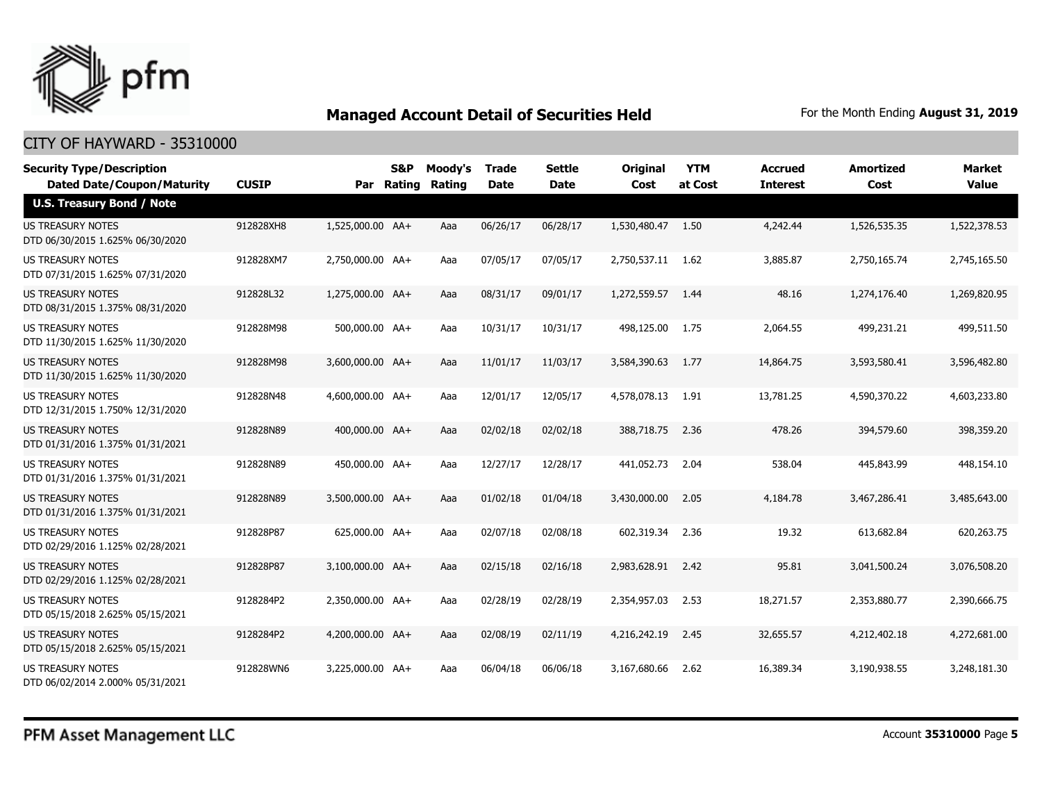## Managed Account Detail of Securities Held

For the Month Ending **August 31, 2019**

CITY OF HAYWARD - 35310000

| Security Type/Description Dated Date/Coupon/Maturity | CUSIP | Par | S&P Rating | Moody's Rating | Trade Date | Settle Date | Original Cost | YTM at Cost | Accrued Interest | Amortized Cost | Market Value |
|---|---|---|---|---|---|---|---|---|---|---|---|
| **U.S. Treasury Bond / Note** | | | | | | | | | | | |
| US TREASURY NOTES DTD 06/30/2015 1.625% 06/30/2020 | 912828XH8 | 1,525,000.00 | AA+ | Aaa | 06/26/17 | 06/28/17 | 1,530,480.47 | 1.50 | 4,242.44 | 1,526,535.35 | 1,522,378.53 |
| US TREASURY NOTES DTD 07/31/2015 1.625% 07/31/2020 | 912828XM7 | 2,750,000.00 | AA+ | Aaa | 07/05/17 | 07/05/17 | 2,750,537.11 | 1.62 | 3,885.87 | 2,750,165.74 | 2,745,165.50 |
| US TREASURY NOTES DTD 08/31/2015 1.375% 08/31/2020 | 912828L32 | 1,275,000.00 | AA+ | Aaa | 08/31/17 | 09/01/17 | 1,272,559.57 | 1.44 | 48.16 | 1,274,176.40 | 1,269,820.95 |
| US TREASURY NOTES DTD 11/30/2015 1.625% 11/30/2020 | 912828M98 | 500,000.00 | AA+ | Aaa | 10/31/17 | 10/31/17 | 498,125.00 | 1.75 | 2,064.55 | 499,231.21 | 499,511.50 |
| US TREASURY NOTES DTD 11/30/2015 1.625% 11/30/2020 | 912828M98 | 3,600,000.00 | AA+ | Aaa | 11/01/17 | 11/03/17 | 3,584,390.63 | 1.77 | 14,864.75 | 3,593,580.41 | 3,596,482.80 |
| US TREASURY NOTES DTD 12/31/2015 1.750% 12/31/2020 | 912828N48 | 4,600,000.00 | AA+ | Aaa | 12/01/17 | 12/05/17 | 4,578,078.13 | 1.91 | 13,781.25 | 4,590,370.22 | 4,603,233.80 |
| US TREASURY NOTES DTD 01/31/2016 1.375% 01/31/2021 | 912828N89 | 400,000.00 | AA+ | Aaa | 02/02/18 | 02/02/18 | 388,718.75 | 2.36 | 478.26 | 394,579.60 | 398,359.20 |
| US TREASURY NOTES DTD 01/31/2016 1.375% 01/31/2021 | 912828N89 | 450,000.00 | AA+ | Aaa | 12/27/17 | 12/28/17 | 441,052.73 | 2.04 | 538.04 | 445,843.99 | 448,154.10 |
| US TREASURY NOTES DTD 01/31/2016 1.375% 01/31/2021 | 912828N89 | 3,500,000.00 | AA+ | Aaa | 01/02/18 | 01/04/18 | 3,430,000.00 | 2.05 | 4,184.78 | 3,467,286.41 | 3,485,643.00 |
| US TREASURY NOTES DTD 02/29/2016 1.125% 02/28/2021 | 912828P87 | 625,000.00 | AA+ | Aaa | 02/07/18 | 02/08/18 | 602,319.34 | 2.36 | 19.32 | 613,682.84 | 620,263.75 |
| US TREASURY NOTES DTD 02/29/2016 1.125% 02/28/2021 | 912828P87 | 3,100,000.00 | AA+ | Aaa | 02/15/18 | 02/16/18 | 2,983,628.91 | 2.42 | 95.81 | 3,041,500.24 | 3,076,508.20 |
| US TREASURY NOTES DTD 05/15/2018 2.625% 05/15/2021 | 9128284P2 | 2,350,000.00 | AA+ | Aaa | 02/28/19 | 02/28/19 | 2,354,957.03 | 2.53 | 18,271.57 | 2,353,880.77 | 2,390,666.75 |
| US TREASURY NOTES DTD 05/15/2018 2.625% 05/15/2021 | 9128284P2 | 4,200,000.00 | AA+ | Aaa | 02/08/19 | 02/11/19 | 4,216,242.19 | 2.45 | 32,655.57 | 4,212,402.18 | 4,272,681.00 |
| US TREASURY NOTES DTD 06/02/2014 2.000% 05/31/2021 | 912828WN6 | 3,225,000.00 | AA+ | Aaa | 06/04/18 | 06/06/18 | 3,167,680.66 | 2.62 | 16,389.34 | 3,190,938.55 | 3,248,181.30 |

PFM Asset Management LLC

Account **35310000**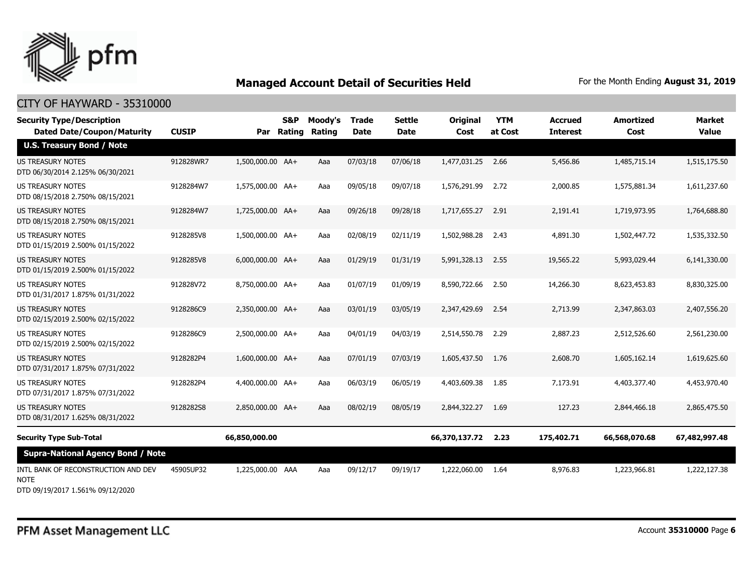## Managed Account Detail of Securities Held

For the Month Ending **August 31, 2019**

CITY OF HAYWARD - 35310000

| Security Type/Description Dated Date/Coupon/Maturity | CUSIP | Par | S&P Rating | Moody's Rating | Trade Date | Settle Date | Original Cost | YTM at Cost | Accrued Interest | Amortized Cost | Market Value |
|---|---|---|---|---|---|---|---|---|---|---|---|
| **U.S. Treasury Bond / Note** | | | | | | | | | | | |
| US TREASURY NOTES DTD 06/30/2014 2.125% 06/30/2021 | 912828WR7 | 1,500,000.00 | AA+ | Aaa | 07/03/18 | 07/06/18 | 1,477,031.25 | 2.66 | 5,456.86 | 1,485,715.14 | 1,515,175.50 |
| US TREASURY NOTES DTD 08/15/2018 2.750% 08/15/2021 | 9128284W7 | 1,575,000.00 | AA+ | Aaa | 09/05/18 | 09/07/18 | 1,576,291.99 | 2.72 | 2,000.85 | 1,575,881.34 | 1,611,237.60 |
| US TREASURY NOTES DTD 08/15/2018 2.750% 08/15/2021 | 9128284W7 | 1,725,000.00 | AA+ | Aaa | 09/26/18 | 09/28/18 | 1,717,655.27 | 2.91 | 2,191.41 | 1,719,973.95 | 1,764,688.80 |
| US TREASURY NOTES DTD 01/15/2019 2.500% 01/15/2022 | 9128285V8 | 1,500,000.00 | AA+ | Aaa | 02/08/19 | 02/11/19 | 1,502,988.28 | 2.43 | 4,891.30 | 1,502,447.72 | 1,535,332.50 |
| US TREASURY NOTES DTD 01/15/2019 2.500% 01/15/2022 | 9128285V8 | 6,000,000.00 | AA+ | Aaa | 01/29/19 | 01/31/19 | 5,991,328.13 | 2.55 | 19,565.22 | 5,993,029.44 | 6,141,330.00 |
| US TREASURY NOTES DTD 01/31/2017 1.875% 01/31/2022 | 912828V72 | 8,750,000.00 | AA+ | Aaa | 01/07/19 | 01/09/19 | 8,590,722.66 | 2.50 | 14,266.30 | 8,623,453.83 | 8,830,325.00 |
| US TREASURY NOTES DTD 02/15/2019 2.500% 02/15/2022 | 9128286C9 | 2,350,000.00 | AA+ | Aaa | 03/01/19 | 03/05/19 | 2,347,429.69 | 2.54 | 2,713.99 | 2,347,863.03 | 2,407,556.20 |
| US TREASURY NOTES DTD 02/15/2019 2.500% 02/15/2022 | 9128286C9 | 2,500,000.00 | AA+ | Aaa | 04/01/19 | 04/03/19 | 2,514,550.78 | 2.29 | 2,887.23 | 2,512,526.60 | 2,561,230.00 |
| US TREASURY NOTES DTD 07/31/2017 1.875% 07/31/2022 | 9128282P4 | 1,600,000.00 | AA+ | Aaa | 07/01/19 | 07/03/19 | 1,605,437.50 | 1.76 | 2,608.70 | 1,605,162.14 | 1,619,625.60 |
| US TREASURY NOTES DTD 07/31/2017 1.875% 07/31/2022 | 9128282P4 | 4,400,000.00 | AA+ | Aaa | 06/03/19 | 06/05/19 | 4,403,609.38 | 1.85 | 7,173.91 | 4,403,377.40 | 4,453,970.40 |
| US TREASURY NOTES DTD 08/31/2017 1.625% 08/31/2022 | 9128282S8 | 2,850,000.00 | AA+ | Aaa | 08/02/19 | 08/05/19 | 2,844,322.27 | 1.69 | 127.23 | 2,844,466.18 | 2,865,475.50 |
| **Security Type Sub-Total** | | **66,850,000.00** | | | | | **66,370,137.72** | **2.23** | **175,402.71** | **66,568,070.68** | **67,482,997.48** |
| **Supra-National Agency Bond / Note** | | | | | | | | | | | |
| INTL BANK OF RECONSTRUCTION AND DEV NOTE DTD 09/19/2017 1.561% 09/12/2020 | 45905UP32 | 1,225,000.00 | AAA | Aaa | 09/12/17 | 09/19/17 | 1,222,060.00 | 1.64 | 8,976.83 | 1,223,966.81 | 1,222,127.38 |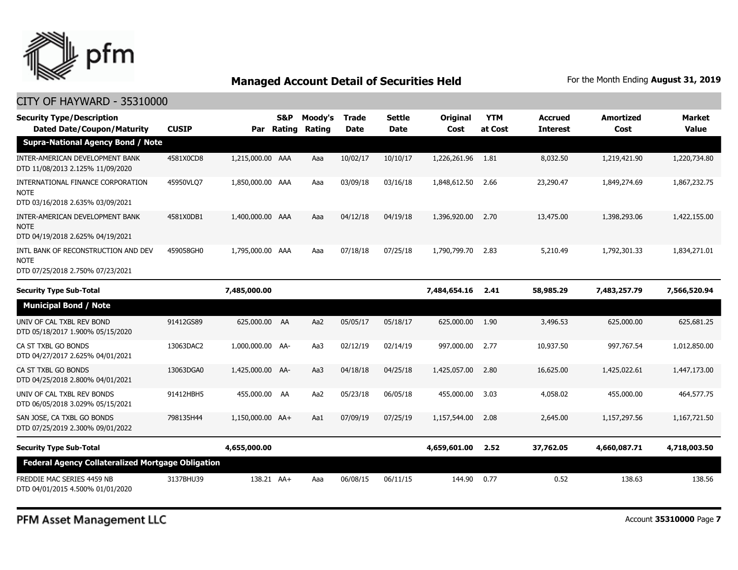## Managed Account Detail of Securities Held

For the Month Ending **August 31, 2019**

CITY OF HAYWARD - 35310000

| Security Type/Description Dated Date/Coupon/Maturity | CUSIP | Par | S&P Rating | Moody's Rating | Trade Date | Settle Date | Original Cost | YTM at Cost | Accrued Interest | Amortized Cost | Market Value |
|---|---|---|---|---|---|---|---|---|---|---|---|
| **Supra-National Agency Bond / Note** | | | | | | | | | | | |
| INTER-AMERICAN DEVELOPMENT BANK DTD 11/08/2013 2.125% 11/09/2020 | 4581X0CD8 | 1,215,000.00 | AAA | Aaa | 10/02/17 | 10/10/17 | 1,226,261.96 | 1.81 | 8,032.50 | 1,219,421.90 | 1,220,734.80 |
| INTERNATIONAL FINANCE CORPORATION NOTE DTD 03/16/2018 2.635% 03/09/2021 | 45950VLQ7 | 1,850,000.00 | AAA | Aaa | 03/09/18 | 03/16/18 | 1,848,612.50 | 2.66 | 23,290.47 | 1,849,274.69 | 1,867,232.75 |
| INTER-AMERICAN DEVELOPMENT BANK NOTE DTD 04/19/2018 2.625% 04/19/2021 | 4581X0DB1 | 1,400,000.00 | AAA | Aaa | 04/12/18 | 04/19/18 | 1,396,920.00 | 2.70 | 13,475.00 | 1,398,293.06 | 1,422,155.00 |
| INTL BANK OF RECONSTRUCTION AND DEV NOTE DTD 07/25/2018 2.750% 07/23/2021 | 459058GH0 | 1,795,000.00 | AAA | Aaa | 07/18/18 | 07/25/18 | 1,790,799.70 | 2.83 | 5,210.49 | 1,792,301.33 | 1,834,271.01 |
| **Security Type Sub-Total** | | **7,485,000.00** | | | | | **7,484,654.16** | **2.41** | **58,985.29** | **7,483,257.79** | **7,566,520.94** |
| **Municipal Bond / Note** | | | | | | | | | | | |
| UNIV OF CAL TXBL REV BOND DTD 05/18/2017 1.900% 05/15/2020 | 91412GS89 | 625,000.00 | AA | Aa2 | 05/05/17 | 05/18/17 | 625,000.00 | 1.90 | 3,496.53 | 625,000.00 | 625,681.25 |
| CA ST TXBL GO BONDS DTD 04/27/2017 2.625% 04/01/2021 | 13063DAC2 | 1,000,000.00 | AA- | Aa3 | 02/12/19 | 02/14/19 | 997,000.00 | 2.77 | 10,937.50 | 997,767.54 | 1,012,850.00 |
| CA ST TXBL GO BONDS DTD 04/25/2018 2.800% 04/01/2021 | 13063DGA0 | 1,425,000.00 | AA- | Aa3 | 04/18/18 | 04/25/18 | 1,425,057.00 | 2.80 | 16,625.00 | 1,425,022.61 | 1,447,173.00 |
| UNIV OF CAL TXBL REV BONDS DTD 06/05/2018 3.029% 05/15/2021 | 91412HBH5 | 455,000.00 | AA | Aa2 | 05/23/18 | 06/05/18 | 455,000.00 | 3.03 | 4,058.02 | 455,000.00 | 464,577.75 |
| SAN JOSE, CA TXBL GO BONDS DTD 07/25/2019 2.300% 09/01/2022 | 798135H44 | 1,150,000.00 | AA+ | Aa1 | 07/09/19 | 07/25/19 | 1,157,544.00 | 2.08 | 2,645.00 | 1,157,297.56 | 1,167,721.50 |
| **Security Type Sub-Total** | | **4,655,000.00** | | | | | **4,659,601.00** | **2.52** | **37,762.05** | **4,660,087.71** | **4,718,003.50** |
| **Federal Agency Collateralized Mortgage Obligation** | | | | | | | | | | | |
| FREDDIE MAC SERIES 4459 NB DTD 04/01/2015 4.500% 01/01/2020 | 3137BHU39 | 138.21 | AA+ | Aaa | 06/08/15 | 06/11/15 | 144.90 | 0.77 | 0.52 | 138.63 | 138.56 |

PFM Asset Management LLC

Account **35310000**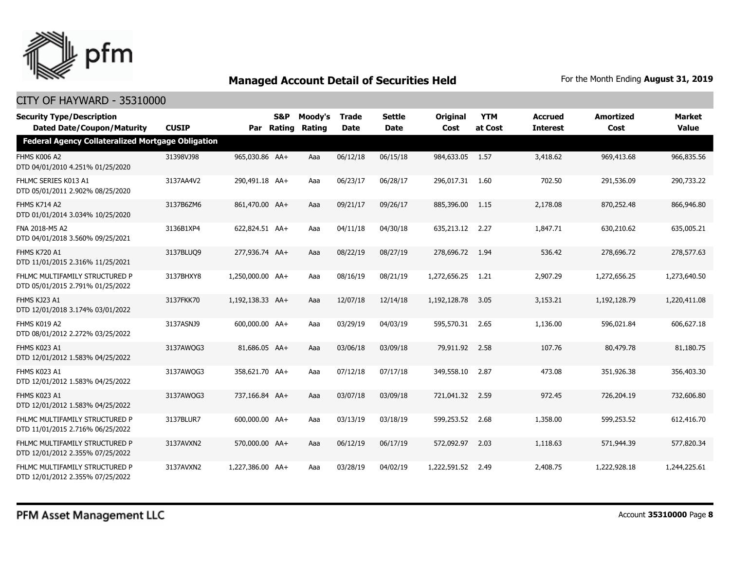# Managed Account Detail of Securities Held

For the Month Ending **August 31, 2019**

## CITY OF HAYWARD - 35310000

| Security Type/Description<br>Dated Date/Coupon/Maturity | CUSIP | Par | S&P Rating | Moody's Rating | Trade Date | Settle Date | Original Cost | YTM at Cost | Accrued Interest | Amortized Cost | Market Value |
|---|---|---|---|---|---|---|---|---|---|---|---|
| **Federal Agency Collateralized Mortgage Obligation** | | | | | | | | | | | |
| FHMS K006 A2<br>DTD 04/01/2010 4.251% 01/25/2020 | 31398VJ98 | 965,030.86 | AA+ | Aaa | 06/12/18 | 06/15/18 | 984,633.05 | 1.57 | 3,418.62 | 969,413.68 | 966,835.56 |
| FHLMC SERIES K013 A1<br>DTD 05/01/2011 2.902% 08/25/2020 | 3137AA4V2 | 290,491.18 | AA+ | Aaa | 06/23/17 | 06/28/17 | 296,017.31 | 1.60 | 702.50 | 291,536.09 | 290,733.22 |
| FHMS K714 A2<br>DTD 01/01/2014 3.034% 10/25/2020 | 3137B6ZM6 | 861,470.00 | AA+ | Aaa | 09/21/17 | 09/26/17 | 885,396.00 | 1.15 | 2,178.08 | 870,252.48 | 866,946.80 |
| FNA 2018-M5 A2<br>DTD 04/01/2018 3.560% 09/25/2021 | 3136B1XP4 | 622,824.51 | AA+ | Aaa | 04/11/18 | 04/30/18 | 635,213.12 | 2.27 | 1,847.71 | 630,210.62 | 635,005.21 |
| FHMS K720 A1<br>DTD 11/01/2015 2.316% 11/25/2021 | 3137BLUQ9 | 277,936.74 | AA+ | Aaa | 08/22/19 | 08/27/19 | 278,696.72 | 1.94 | 536.42 | 278,696.72 | 278,577.63 |
| FHLMC MULTIFAMILY STRUCTURED P<br>DTD 05/01/2015 2.791% 01/25/2022 | 3137BHXY8 | 1,250,000.00 | AA+ | Aaa | 08/16/19 | 08/21/19 | 1,272,656.25 | 1.21 | 2,907.29 | 1,272,656.25 | 1,273,640.50 |
| FHMS KJ23 A1<br>DTD 12/01/2018 3.174% 03/01/2022 | 3137FKK70 | 1,192,138.33 | AA+ | Aaa | 12/07/18 | 12/14/18 | 1,192,128.78 | 3.05 | 3,153.21 | 1,192,128.79 | 1,220,411.08 |
| FHMS K019 A2<br>DTD 08/01/2012 2.272% 03/25/2022 | 3137ASNJ9 | 600,000.00 | AA+ | Aaa | 03/29/19 | 04/03/19 | 595,570.31 | 2.65 | 1,136.00 | 596,021.84 | 606,627.18 |
| FHMS K023 A1<br>DTD 12/01/2012 1.583% 04/25/2022 | 3137AWQG3 | 81,686.05 | AA+ | Aaa | 03/06/18 | 03/09/18 | 79,911.92 | 2.58 | 107.76 | 80,479.78 | 81,180.75 |
| FHMS K023 A1<br>DTD 12/01/2012 1.583% 04/25/2022 | 3137AWQG3 | 358,621.70 | AA+ | Aaa | 07/12/18 | 07/17/18 | 349,558.10 | 2.87 | 473.08 | 351,926.38 | 356,403.30 |
| FHMS K023 A1<br>DTD 12/01/2012 1.583% 04/25/2022 | 3137AWQG3 | 737,166.84 | AA+ | Aaa | 03/07/18 | 03/09/18 | 721,041.32 | 2.59 | 972.45 | 726,204.19 | 732,606.80 |
| FHLMC MULTIFAMILY STRUCTURED P<br>DTD 11/01/2015 2.716% 06/25/2022 | 3137BLUR7 | 600,000.00 | AA+ | Aaa | 03/13/19 | 03/18/19 | 599,253.52 | 2.68 | 1,358.00 | 599,253.52 | 612,416.70 |
| FHLMC MULTIFAMILY STRUCTURED P<br>DTD 12/01/2012 2.355% 07/25/2022 | 3137AVXN2 | 570,000.00 | AA+ | Aaa | 06/12/19 | 06/17/19 | 572,092.97 | 2.03 | 1,118.63 | 571,944.39 | 577,820.34 |
| FHLMC MULTIFAMILY STRUCTURED P<br>DTD 12/01/2012 2.355% 07/25/2022 | 3137AVXN2 | 1,227,386.00 | AA+ | Aaa | 03/28/19 | 04/02/19 | 1,222,591.52 | 2.49 | 2,408.75 | 1,222,928.18 | 1,244,225.61 |

PFM Asset Management LLC

Account **35310000** Page **8**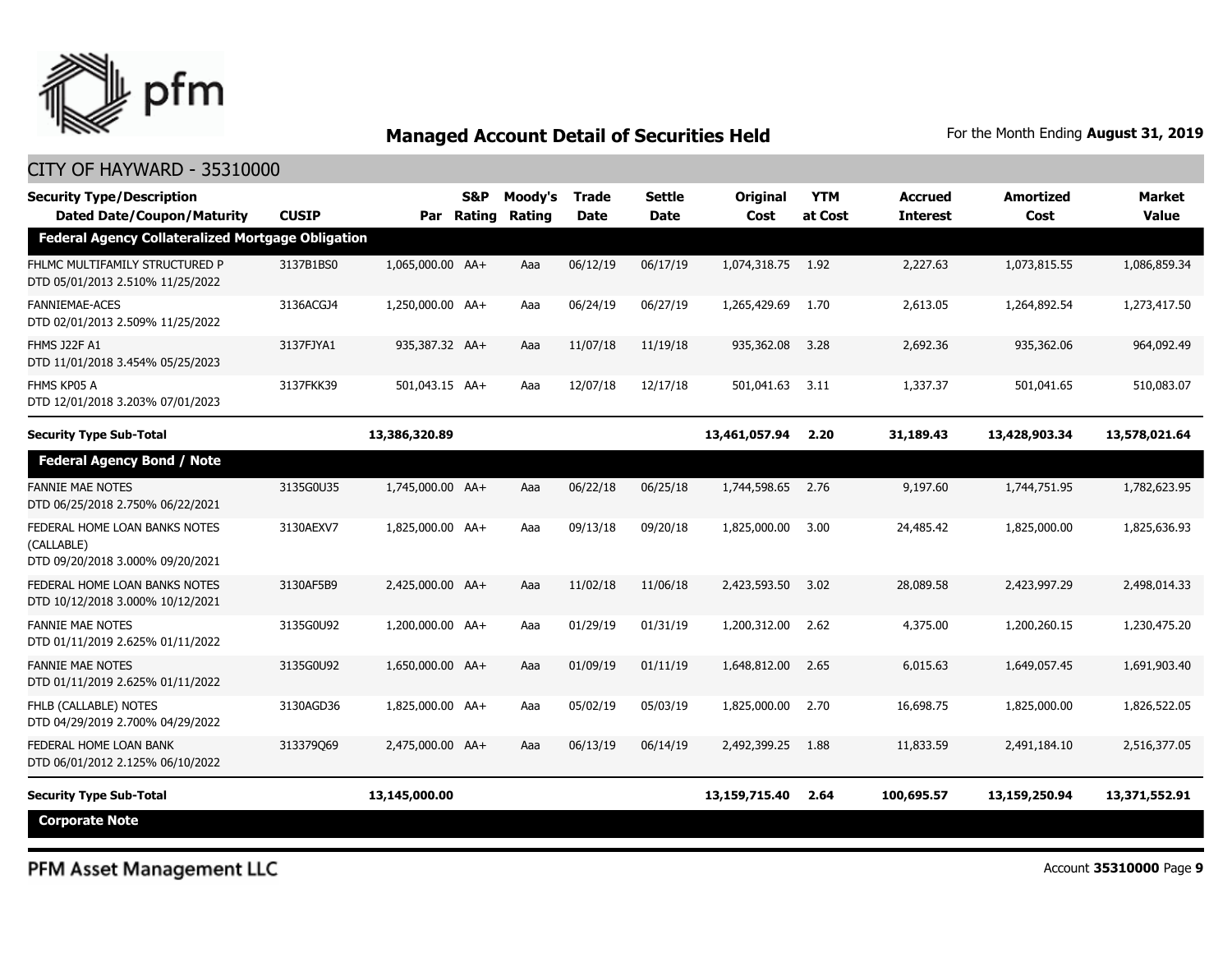## Managed Account Detail of Securities Held

For the Month Ending **August 31, 2019**

CITY OF HAYWARD - 35310000

| Security Type/Description<br>Dated Date/Coupon/Maturity | CUSIP | Par | S&P Rating | Moody's Rating | Trade Date | Settle Date | Original Cost | YTM at Cost | Accrued Interest | Amortized Cost | Market Value |
|---|---|---|---|---|---|---|---|---|---|---|---|
| **Federal Agency Collateralized Mortgage Obligation** | | | | | | | | | | | |
| FHLMC MULTIFAMILY STRUCTURED P<br>DTD 05/01/2013 2.510% 11/25/2022 | 3137B1BS0 | 1,065,000.00 | AA+ | Aaa | 06/12/19 | 06/17/19 | 1,074,318.75 | 1.92 | 2,227.63 | 1,073,815.55 | 1,086,859.34 |
| FANNIEMAE-ACES<br>DTD 02/01/2013 2.509% 11/25/2022 | 3136ACGJ4 | 1,250,000.00 | AA+ | Aaa | 06/24/19 | 06/27/19 | 1,265,429.69 | 1.70 | 2,613.05 | 1,264,892.54 | 1,273,417.50 |
| FHMS J22F A1<br>DTD 11/01/2018 3.454% 05/25/2023 | 3137FJYA1 | 935,387.32 | AA+ | Aaa | 11/07/18 | 11/19/18 | 935,362.08 | 3.28 | 2,692.36 | 935,362.06 | 964,092.49 |
| FHMS KP05 A<br>DTD 12/01/2018 3.203% 07/01/2023 | 3137FKK39 | 501,043.15 | AA+ | Aaa | 12/07/18 | 12/17/18 | 501,041.63 | 3.11 | 1,337.37 | 501,041.65 | 510,083.07 |
| **Security Type Sub-Total** | | **13,386,320.89** | | | | | **13,461,057.94** | **2.20** | **31,189.43** | **13,428,903.34** | **13,578,021.64** |
| **Federal Agency Bond / Note** | | | | | | | | | | | |
| FANNIE MAE NOTES<br>DTD 06/25/2018 2.750% 06/22/2021 | 3135G0U35 | 1,745,000.00 | AA+ | Aaa | 06/22/18 | 06/25/18 | 1,744,598.65 | 2.76 | 9,197.60 | 1,744,751.95 | 1,782,623.95 |
| FEDERAL HOME LOAN BANKS NOTES (CALLABLE)<br>DTD 09/20/2018 3.000% 09/20/2021 | 3130AEXV7 | 1,825,000.00 | AA+ | Aaa | 09/13/18 | 09/20/18 | 1,825,000.00 | 3.00 | 24,485.42 | 1,825,000.00 | 1,825,636.93 |
| FEDERAL HOME LOAN BANKS NOTES<br>DTD 10/12/2018 3.000% 10/12/2021 | 3130AF5B9 | 2,425,000.00 | AA+ | Aaa | 11/02/18 | 11/06/18 | 2,423,593.50 | 3.02 | 28,089.58 | 2,423,997.29 | 2,498,014.33 |
| FANNIE MAE NOTES<br>DTD 01/11/2019 2.625% 01/11/2022 | 3135G0U92 | 1,200,000.00 | AA+ | Aaa | 01/29/19 | 01/31/19 | 1,200,312.00 | 2.62 | 4,375.00 | 1,200,260.15 | 1,230,475.20 |
| FANNIE MAE NOTES<br>DTD 01/11/2019 2.625% 01/11/2022 | 3135G0U92 | 1,650,000.00 | AA+ | Aaa | 01/09/19 | 01/11/19 | 1,648,812.00 | 2.65 | 6,015.63 | 1,649,057.45 | 1,691,903.40 |
| FHLB (CALLABLE) NOTES<br>DTD 04/29/2019 2.700% 04/29/2022 | 3130AGD36 | 1,825,000.00 | AA+ | Aaa | 05/02/19 | 05/03/19 | 1,825,000.00 | 2.70 | 16,698.75 | 1,825,000.00 | 1,826,522.05 |
| FEDERAL HOME LOAN BANK<br>DTD 06/01/2012 2.125% 06/10/2022 | 313379Q69 | 2,475,000.00 | AA+ | Aaa | 06/13/19 | 06/14/19 | 2,492,399.25 | 1.88 | 11,833.59 | 2,491,184.10 | 2,516,377.05 |
| **Security Type Sub-Total** | | **13,145,000.00** | | | | | **13,159,715.40** | **2.64** | **100,695.57** | **13,159,250.94** | **13,371,552.91** |
| **Corporate Note** | | | | | | | | | | | |

PFM Asset Management LLC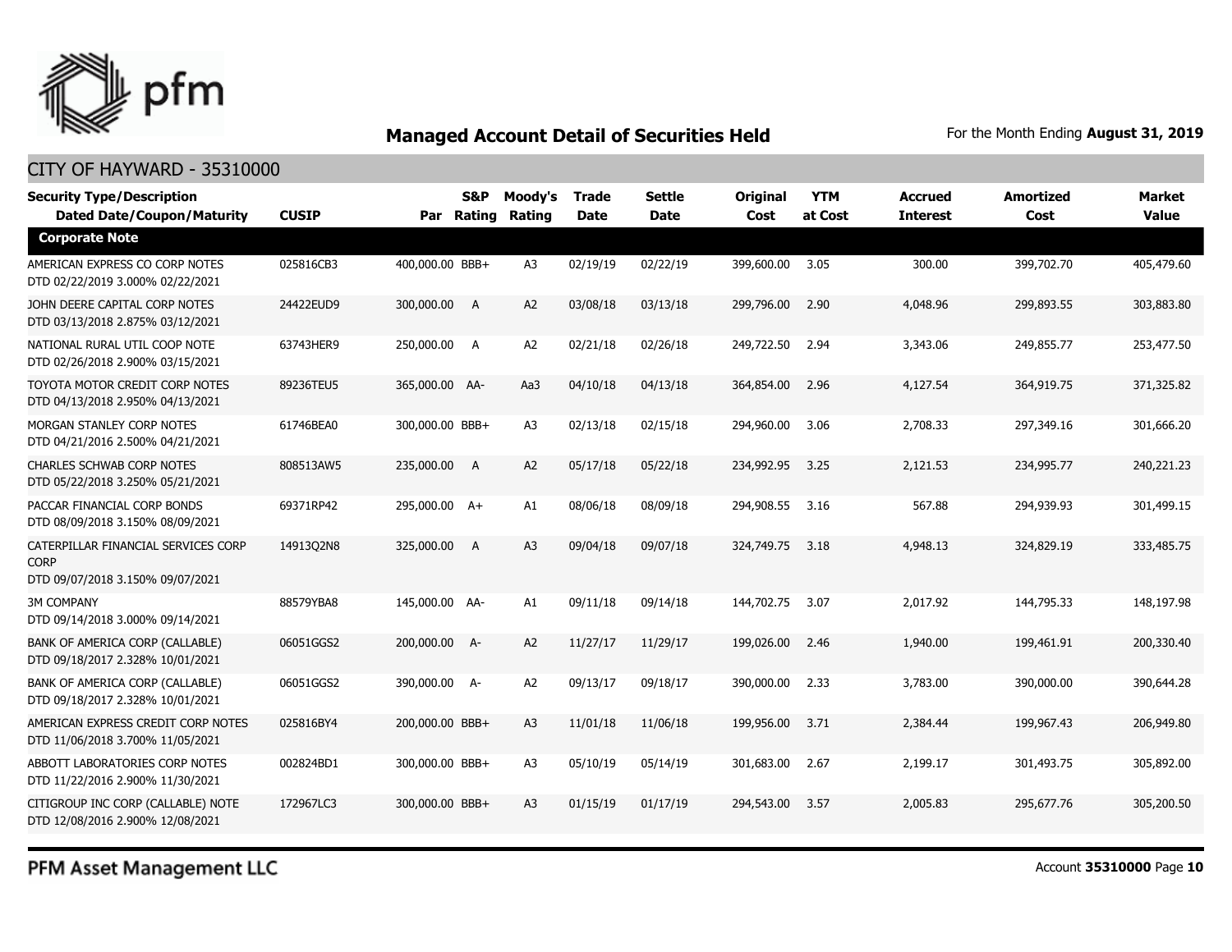# Managed Account Detail of Securities Held

For the Month Ending **August 31, 2019**

## CITY OF HAYWARD - 35310000

| Security Type/Description Dated Date/Coupon/Maturity | CUSIP | Par | S&P Rating | Moody's Rating | Trade Date | Settle Date | Original Cost | YTM at Cost | Accrued Interest | Amortized Cost | Market Value |
|---|---|---|---|---|---|---|---|---|---|---|---|
| **Corporate Note** | | | | | | | | | | | |
| AMERICAN EXPRESS CO CORP NOTES DTD 02/22/2019 3.000% 02/22/2021 | 025816CB3 | 400,000.00 | BBB+ | A3 | 02/19/19 | 02/22/19 | 399,600.00 | 3.05 | 300.00 | 399,702.70 | 405,479.60 |
| JOHN DEERE CAPITAL CORP NOTES DTD 03/13/2018 2.875% 03/12/2021 | 24422EUD9 | 300,000.00 | A | A2 | 03/08/18 | 03/13/18 | 299,796.00 | 2.90 | 4,048.96 | 299,893.55 | 303,883.80 |
| NATIONAL RURAL UTIL COOP NOTE DTD 02/26/2018 2.900% 03/15/2021 | 63743HER9 | 250,000.00 | A | A2 | 02/21/18 | 02/26/18 | 249,722.50 | 2.94 | 3,343.06 | 249,855.77 | 253,477.50 |
| TOYOTA MOTOR CREDIT CORP NOTES DTD 04/13/2018 2.950% 04/13/2021 | 89236TEU5 | 365,000.00 | AA- | Aa3 | 04/10/18 | 04/13/18 | 364,854.00 | 2.96 | 4,127.54 | 364,919.75 | 371,325.82 |
| MORGAN STANLEY CORP NOTES DTD 04/21/2016 2.500% 04/21/2021 | 61746BEA0 | 300,000.00 | BBB+ | A3 | 02/13/18 | 02/15/18 | 294,960.00 | 3.06 | 2,708.33 | 297,349.16 | 301,666.20 |
| CHARLES SCHWAB CORP NOTES DTD 05/22/2018 3.250% 05/21/2021 | 808513AW5 | 235,000.00 | A | A2 | 05/17/18 | 05/22/18 | 234,992.95 | 3.25 | 2,121.53 | 234,995.77 | 240,221.23 |
| PACCAR FINANCIAL CORP BONDS DTD 08/09/2018 3.150% 08/09/2021 | 69371RP42 | 295,000.00 | A+ | A1 | 08/06/18 | 08/09/18 | 294,908.55 | 3.16 | 567.88 | 294,939.93 | 301,499.15 |
| CATERPILLAR FINANCIAL SERVICES CORP CORP DTD 09/07/2018 3.150% 09/07/2021 | 14913Q2N8 | 325,000.00 | A | A3 | 09/04/18 | 09/07/18 | 324,749.75 | 3.18 | 4,948.13 | 324,829.19 | 333,485.75 |
| 3M COMPANY DTD 09/14/2018 3.000% 09/14/2021 | 88579YBA8 | 145,000.00 | AA- | A1 | 09/11/18 | 09/14/18 | 144,702.75 | 3.07 | 2,017.92 | 144,795.33 | 148,197.98 |
| BANK OF AMERICA CORP (CALLABLE) DTD 09/18/2017 2.328% 10/01/2021 | 06051GGS2 | 200,000.00 | A- | A2 | 11/27/17 | 11/29/17 | 199,026.00 | 2.46 | 1,940.00 | 199,461.91 | 200,330.40 |
| BANK OF AMERICA CORP (CALLABLE) DTD 09/18/2017 2.328% 10/01/2021 | 06051GGS2 | 390,000.00 | A- | A2 | 09/13/17 | 09/18/17 | 390,000.00 | 2.33 | 3,783.00 | 390,000.00 | 390,644.28 |
| AMERICAN EXPRESS CREDIT CORP NOTES DTD 11/06/2018 3.700% 11/05/2021 | 025816BY4 | 200,000.00 | BBB+ | A3 | 11/01/18 | 11/06/18 | 199,956.00 | 3.71 | 2,384.44 | 199,967.43 | 206,949.80 |
| ABBOTT LABORATORIES CORP NOTES DTD 11/22/2016 2.900% 11/30/2021 | 002824BD1 | 300,000.00 | BBB+ | A3 | 05/10/19 | 05/14/19 | 301,683.00 | 2.67 | 2,199.17 | 301,493.75 | 305,892.00 |
| CITIGROUP INC CORP (CALLABLE) NOTE DTD 12/08/2016 2.900% 12/08/2021 | 172967LC3 | 300,000.00 | BBB+ | A3 | 01/15/19 | 01/17/19 | 294,543.00 | 3.57 | 2,005.83 | 295,677.76 | 305,200.50 |

PFM Asset Management LLC

Account **35310000**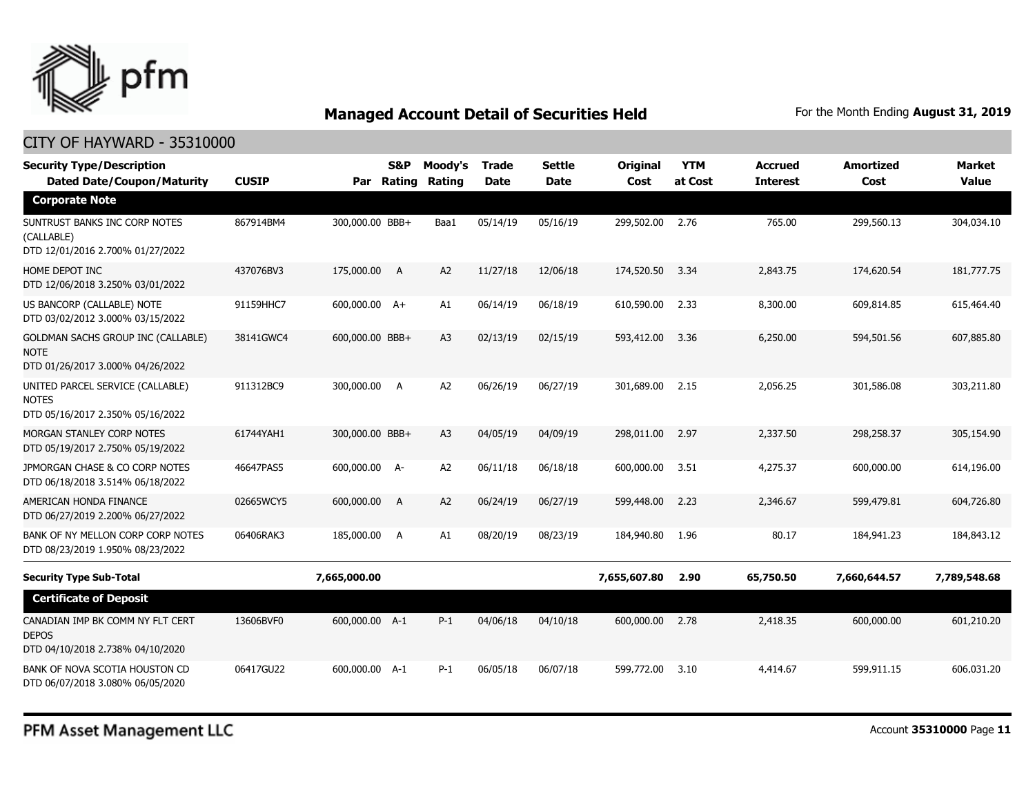## Managed Account Detail of Securities Held

For the Month Ending **August 31, 2019**

CITY OF HAYWARD - 35310000

| Security Type/Description Dated Date/Coupon/Maturity | CUSIP | Par | S&P Rating | Moody's Rating | Trade Date | Settle Date | Original Cost | YTM at Cost | Accrued Interest | Amortized Cost | Market Value |
|---|---|---|---|---|---|---|---|---|---|---|---|
| **Corporate Note** | | | | | | | | | | | |
| SUNTRUST BANKS INC CORP NOTES (CALLABLE) DTD 12/01/2016 2.700% 01/27/2022 | 867914BM4 | 300,000.00 | BBB+ | Baa1 | 05/14/19 | 05/16/19 | 299,502.00 | 2.76 | 765.00 | 299,560.13 | 304,034.10 |
| HOME DEPOT INC DTD 12/06/2018 3.250% 03/01/2022 | 437076BV3 | 175,000.00 | A | A2 | 11/27/18 | 12/06/18 | 174,520.50 | 3.34 | 2,843.75 | 174,620.54 | 181,777.75 |
| US BANCORP (CALLABLE) NOTE DTD 03/02/2012 3.000% 03/15/2022 | 91159HHC7 | 600,000.00 | A+ | A1 | 06/14/19 | 06/18/19 | 610,590.00 | 2.33 | 8,300.00 | 609,814.85 | 615,464.40 |
| GOLDMAN SACHS GROUP INC (CALLABLE) NOTE DTD 01/26/2017 3.000% 04/26/2022 | 38141GWC4 | 600,000.00 | BBB+ | A3 | 02/13/19 | 02/15/19 | 593,412.00 | 3.36 | 6,250.00 | 594,501.56 | 607,885.80 |
| UNITED PARCEL SERVICE (CALLABLE) NOTES DTD 05/16/2017 2.350% 05/16/2022 | 911312BC9 | 300,000.00 | A | A2 | 06/26/19 | 06/27/19 | 301,689.00 | 2.15 | 2,056.25 | 301,586.08 | 303,211.80 |
| MORGAN STANLEY CORP NOTES DTD 05/19/2017 2.750% 05/19/2022 | 61744YAH1 | 300,000.00 | BBB+ | A3 | 04/05/19 | 04/09/19 | 298,011.00 | 2.97 | 2,337.50 | 298,258.37 | 305,154.90 |
| JPMORGAN CHASE & CO CORP NOTES DTD 06/18/2018 3.514% 06/18/2022 | 46647PAS5 | 600,000.00 | A- | A2 | 06/11/18 | 06/18/18 | 600,000.00 | 3.51 | 4,275.37 | 600,000.00 | 614,196.00 |
| AMERICAN HONDA FINANCE DTD 06/27/2019 2.200% 06/27/2022 | 02665WCY5 | 600,000.00 | A | A2 | 06/24/19 | 06/27/19 | 599,448.00 | 2.23 | 2,346.67 | 599,479.81 | 604,726.80 |
| BANK OF NY MELLON CORP CORP NOTES DTD 08/23/2019 1.950% 08/23/2022 | 06406RAK3 | 185,000.00 | A | A1 | 08/20/19 | 08/23/19 | 184,940.80 | 1.96 | 80.17 | 184,941.23 | 184,843.12 |
| **Security Type Sub-Total** | | **7,665,000.00** | | | | | **7,655,607.80** | **2.90** | **65,750.50** | **7,660,644.57** | **7,789,548.68** |
| **Certificate of Deposit** | | | | | | | | | | | |
| CANADIAN IMP BK COMM NY FLT CERT DEPOS DTD 04/10/2018 2.738% 04/10/2020 | 13606BVF0 | 600,000.00 | A-1 | P-1 | 04/06/18 | 04/10/18 | 600,000.00 | 2.78 | 2,418.35 | 600,000.00 | 601,210.20 |
| BANK OF NOVA SCOTIA HOUSTON CD DTD 06/07/2018 3.080% 06/05/2020 | 06417GU22 | 600,000.00 | A-1 | P-1 | 06/05/18 | 06/07/18 | 599,772.00 | 3.10 | 4,414.67 | 599,911.15 | 606,031.20 |

PFM Asset Management LLC

Account **35310000**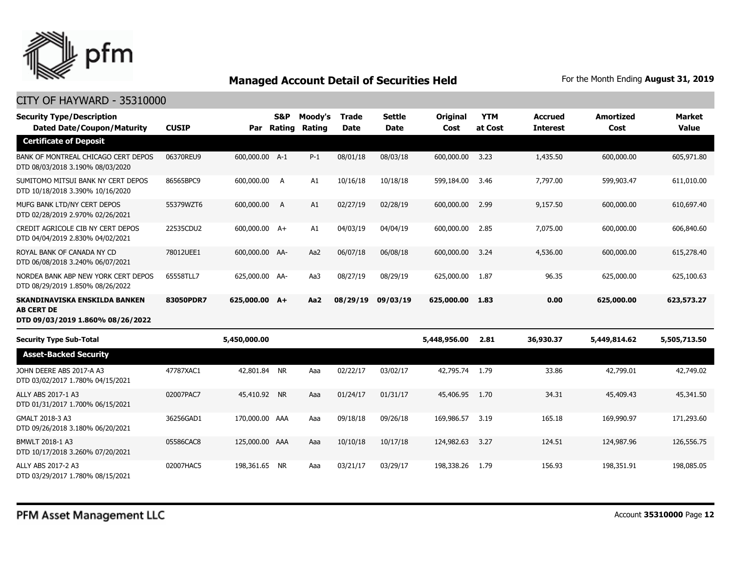# Managed Account Detail of Securities Held

For the Month Ending **August 31, 2019**

## CITY OF HAYWARD - 35310000

| Security Type/Description Dated Date/Coupon/Maturity | CUSIP | Par | S&P Rating | Moody's Rating | Trade Date | Settle Date | Original Cost | YTM at Cost | Accrued Interest | Amortized Cost | Market Value |
|---|---|---|---|---|---|---|---|---|---|---|---|
| **Certificate of Deposit** | | | | | | | | | | | |
| BANK OF MONTREAL CHICAGO CERT DEPOS DTD 08/03/2018 3.190% 08/03/2020 | 06370REU9 | 600,000.00 | A-1 | P-1 | 08/01/18 | 08/03/18 | 600,000.00 | 3.23 | 1,435.50 | 600,000.00 | 605,971.80 |
| SUMITOMO MITSUI BANK NY CERT DEPOS DTD 10/18/2018 3.390% 10/16/2020 | 86565BPC9 | 600,000.00 | A | A1 | 10/16/18 | 10/18/18 | 599,184.00 | 3.46 | 7,797.00 | 599,903.47 | 611,010.00 |
| MUFG BANK LTD/NY CERT DEPOS DTD 02/28/2019 2.970% 02/26/2021 | 55379WZT6 | 600,000.00 | A | A1 | 02/27/19 | 02/28/19 | 600,000.00 | 2.99 | 9,157.50 | 600,000.00 | 610,697.40 |
| CREDIT AGRICOLE CIB NY CERT DEPOS DTD 04/04/2019 2.830% 04/02/2021 | 22535CDU2 | 600,000.00 | A+ | A1 | 04/03/19 | 04/04/19 | 600,000.00 | 2.85 | 7,075.00 | 600,000.00 | 606,840.60 |
| ROYAL BANK OF CANADA NY CD DTD 06/08/2018 3.240% 06/07/2021 | 78012UEE1 | 600,000.00 | AA- | Aa2 | 06/07/18 | 06/08/18 | 600,000.00 | 3.24 | 4,536.00 | 600,000.00 | 615,278.40 |
| NORDEA BANK ABP NEW YORK CERT DEPOS DTD 08/29/2019 1.850% 08/26/2022 | 65558TLL7 | 625,000.00 | AA- | Aa3 | 08/27/19 | 08/29/19 | 625,000.00 | 1.87 | 96.35 | 625,000.00 | 625,100.63 |
| **SKANDINAVISKA ENSKILDA BANKEN AB CERT DE DTD 09/03/2019 1.860% 08/26/2022** | **83050PDR7** | **625,000.00** | **A+** | **Aa2** | **08/29/19** | **09/03/19** | **625,000.00** | **1.83** | **0.00** | **625,000.00** | **623,573.27** |
| **Security Type Sub-Total** | | **5,450,000.00** | | | | | **5,448,956.00** | **2.81** | **36,930.37** | **5,449,814.62** | **5,505,713.50** |
| **Asset-Backed Security** | | | | | | | | | | | |
| JOHN DEERE ABS 2017-A A3 DTD 03/02/2017 1.780% 04/15/2021 | 47787XAC1 | 42,801.84 | NR | Aaa | 02/22/17 | 03/02/17 | 42,795.74 | 1.79 | 33.86 | 42,799.01 | 42,749.02 |
| ALLY ABS 2017-1 A3 DTD 01/31/2017 1.700% 06/15/2021 | 02007PAC7 | 45,410.92 | NR | Aaa | 01/24/17 | 01/31/17 | 45,406.95 | 1.70 | 34.31 | 45,409.43 | 45,341.50 |
| GMALT 2018-3 A3 DTD 09/26/2018 3.180% 06/20/2021 | 36256GAD1 | 170,000.00 | AAA | Aaa | 09/18/18 | 09/26/18 | 169,986.57 | 3.19 | 165.18 | 169,990.97 | 171,293.60 |
| BMWLT 2018-1 A3 DTD 10/17/2018 3.260% 07/20/2021 | 05586CAC8 | 125,000.00 | AAA | Aaa | 10/10/18 | 10/17/18 | 124,982.63 | 3.27 | 124.51 | 124,987.96 | 126,556.75 |
| ALLY ABS 2017-2 A3 DTD 03/29/2017 1.780% 08/15/2021 | 02007HAC5 | 198,361.65 | NR | Aaa | 03/21/17 | 03/29/17 | 198,338.26 | 1.79 | 156.93 | 198,351.91 | 198,085.05 |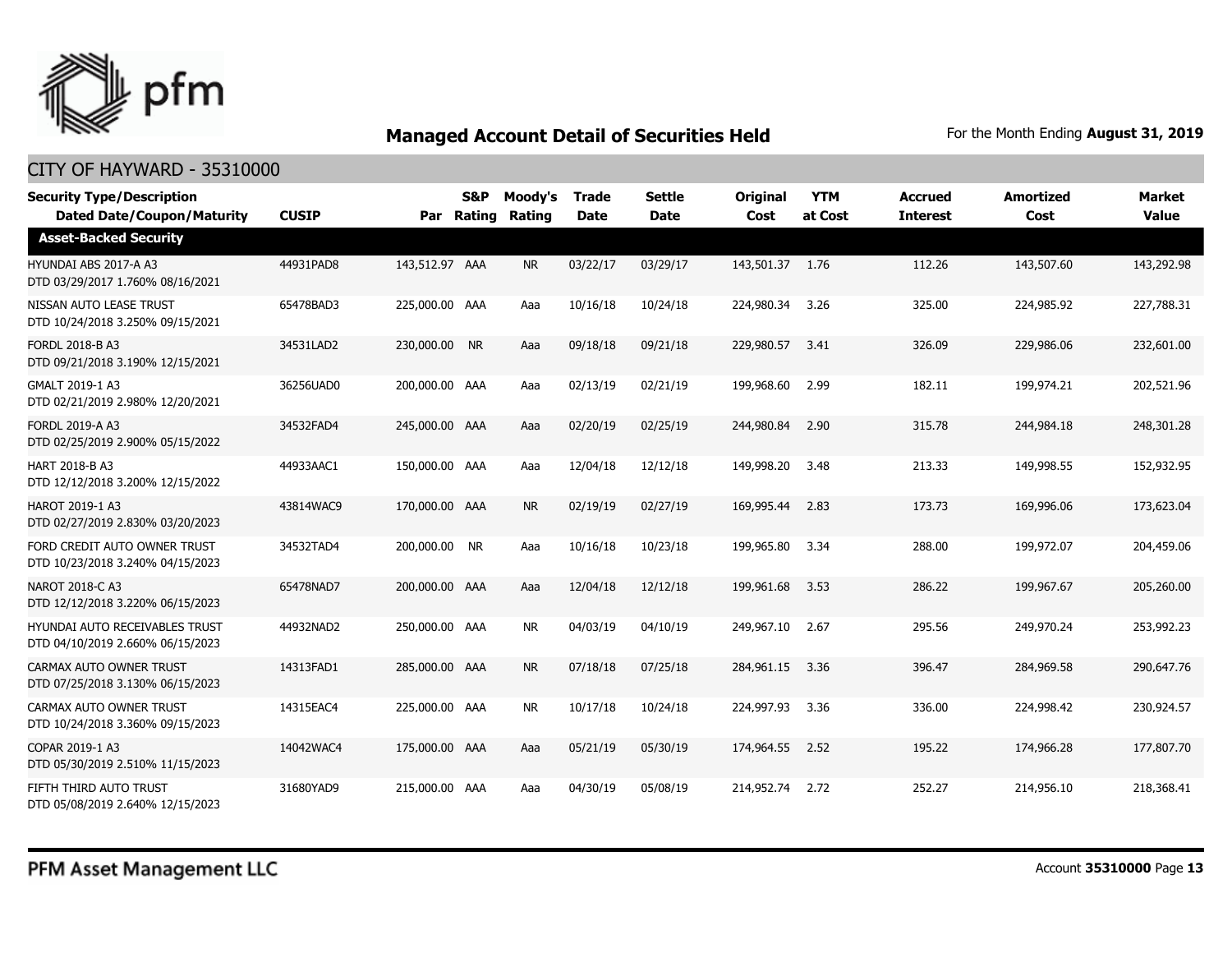# Managed Account Detail of Securities Held

For the Month Ending **August 31, 2019**

## CITY OF HAYWARD - 35310000

| Security Type/Description Dated Date/Coupon/Maturity | CUSIP | Par | S&P Rating | Moody's Rating | Trade Date | Settle Date | Original Cost | YTM at Cost | Accrued Interest | Amortized Cost | Market Value |
|---|---|---|---|---|---|---|---|---|---|---|---|
| **Asset-Backed Security** | | | | | | | | | | | |
| HYUNDAI ABS 2017-A A3 DTD 03/29/2017 1.760% 08/16/2021 | 44931PAD8 | 143,512.97 | AAA | NR | 03/22/17 | 03/29/17 | 143,501.37 | 1.76 | 112.26 | 143,507.60 | 143,292.98 |
| NISSAN AUTO LEASE TRUST DTD 10/24/2018 3.250% 09/15/2021 | 65478BAD3 | 225,000.00 | AAA | Aaa | 10/16/18 | 10/24/18 | 224,980.34 | 3.26 | 325.00 | 224,985.92 | 227,788.31 |
| FORDL 2018-B A3 DTD 09/21/2018 3.190% 12/15/2021 | 34531LAD2 | 230,000.00 | NR | Aaa | 09/18/18 | 09/21/18 | 229,980.57 | 3.41 | 326.09 | 229,986.06 | 232,601.00 |
| GMALT 2019-1 A3 DTD 02/21/2019 2.980% 12/20/2021 | 36256UAD0 | 200,000.00 | AAA | Aaa | 02/13/19 | 02/21/19 | 199,968.60 | 2.99 | 182.11 | 199,974.21 | 202,521.96 |
| FORDL 2019-A A3 DTD 02/25/2019 2.900% 05/15/2022 | 34532FAD4 | 245,000.00 | AAA | Aaa | 02/20/19 | 02/25/19 | 244,980.84 | 2.90 | 315.78 | 244,984.18 | 248,301.28 |
| HART 2018-B A3 DTD 12/12/2018 3.200% 12/15/2022 | 44933AAC1 | 150,000.00 | AAA | Aaa | 12/04/18 | 12/12/18 | 149,998.20 | 3.48 | 213.33 | 149,998.55 | 152,932.95 |
| HAROT 2019-1 A3 DTD 02/27/2019 2.830% 03/20/2023 | 43814WAC9 | 170,000.00 | AAA | NR | 02/19/19 | 02/27/19 | 169,995.44 | 2.83 | 173.73 | 169,996.06 | 173,623.04 |
| FORD CREDIT AUTO OWNER TRUST DTD 10/23/2018 3.240% 04/15/2023 | 34532TAD4 | 200,000.00 | NR | Aaa | 10/16/18 | 10/23/18 | 199,965.80 | 3.34 | 288.00 | 199,972.07 | 204,459.06 |
| NAROT 2018-C A3 DTD 12/12/2018 3.220% 06/15/2023 | 65478NAD7 | 200,000.00 | AAA | Aaa | 12/04/18 | 12/12/18 | 199,961.68 | 3.53 | 286.22 | 199,967.67 | 205,260.00 |
| HYUNDAI AUTO RECEIVABLES TRUST DTD 04/10/2019 2.660% 06/15/2023 | 44932NAD2 | 250,000.00 | AAA | NR | 04/03/19 | 04/10/19 | 249,967.10 | 2.67 | 295.56 | 249,970.24 | 253,992.23 |
| CARMAX AUTO OWNER TRUST DTD 07/25/2018 3.130% 06/15/2023 | 14313FAD1 | 285,000.00 | AAA | NR | 07/18/18 | 07/25/18 | 284,961.15 | 3.36 | 396.47 | 284,969.58 | 290,647.76 |
| CARMAX AUTO OWNER TRUST DTD 10/24/2018 3.360% 09/15/2023 | 14315EAC4 | 225,000.00 | AAA | NR | 10/17/18 | 10/24/18 | 224,997.93 | 3.36 | 336.00 | 224,998.42 | 230,924.57 |
| COPAR 2019-1 A3 DTD 05/30/2019 2.510% 11/15/2023 | 14042WAC4 | 175,000.00 | AAA | Aaa | 05/21/19 | 05/30/19 | 174,964.55 | 2.52 | 195.22 | 174,966.28 | 177,807.70 |
| FIFTH THIRD AUTO TRUST DTD 05/08/2019 2.640% 12/15/2023 | 31680YAD9 | 215,000.00 | AAA | Aaa | 04/30/19 | 05/08/19 | 214,952.74 | 2.72 | 252.27 | 214,956.10 | 218,368.41 |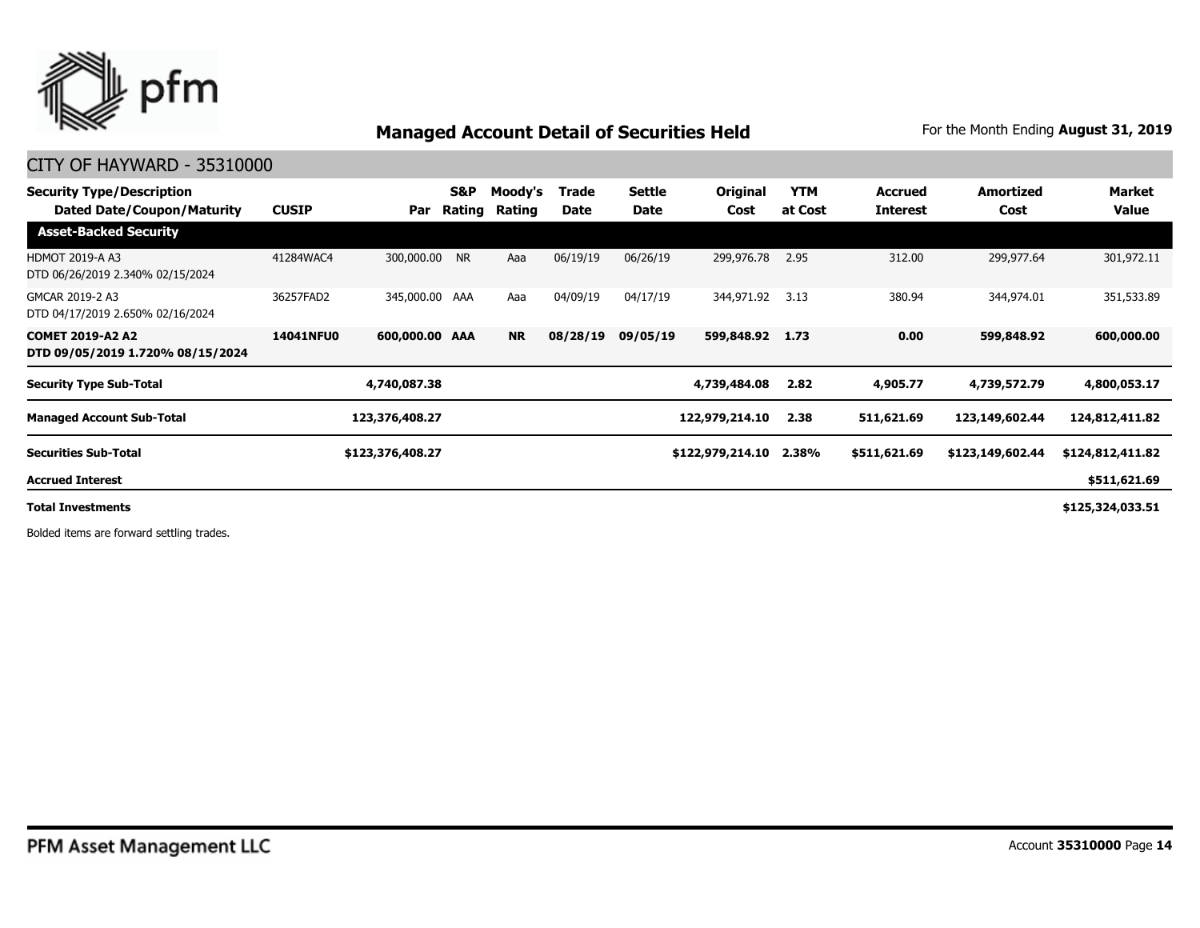## Managed Account Detail of Securities Held

For the Month Ending **August 31, 2019**

### CITY OF HAYWARD - 35310000

| Security Type/Description Dated Date/Coupon/Maturity | CUSIP | Par | S&P Rating | Moody's Rating | Trade Date | Settle Date | Original Cost | YTM at Cost | Accrued Interest | Amortized Cost | Market Value |
|---|---|---|---|---|---|---|---|---|---|---|---|
| **Asset-Backed Security** | | | | | | | | | | | |
| HDMOT 2019-A A3 DTD 06/26/2019 2.340% 02/15/2024 | 41284WAC4 | 300,000.00 | NR | Aaa | 06/19/19 | 06/26/19 | 299,976.78 | 2.95 | 312.00 | 299,977.64 | 301,972.11 |
| GMCAR 2019-2 A3 DTD 04/17/2019 2.650% 02/16/2024 | 36257FAD2 | 345,000.00 | AAA | Aaa | 04/09/19 | 04/17/19 | 344,971.92 | 3.13 | 380.94 | 344,974.01 | 351,533.89 |
| **COMET 2019-A2 A2 DTD 09/05/2019 1.720% 08/15/2024** | **14041NFU0** | **600,000.00** | **AAA** | **NR** | **08/28/19** | **09/05/19** | **599,848.92** | **1.73** | **0.00** | **599,848.92** | **600,000.00** |
| **Security Type Sub-Total** | | **4,740,087.38** | | | | | **4,739,484.08** | **2.82** | **4,905.77** | **4,739,572.79** | **4,800,053.17** |
| **Managed Account Sub-Total** | | **123,376,408.27** | | | | | **122,979,214.10** | **2.38** | **511,621.69** | **123,149,602.44** | **124,812,411.82** |
| **Securities Sub-Total** | | **$123,376,408.27** | | | | | **$122,979,214.10** | **2.38%** | **$511,621.69** | **$123,149,602.44** | **$124,812,411.82** |
| **Accrued Interest** | | | | | | | | | | | **$511,621.69** |
| **Total Investments** | | | | | | | | | | | **$125,324,033.51** |

Bolded items are forward settling trades.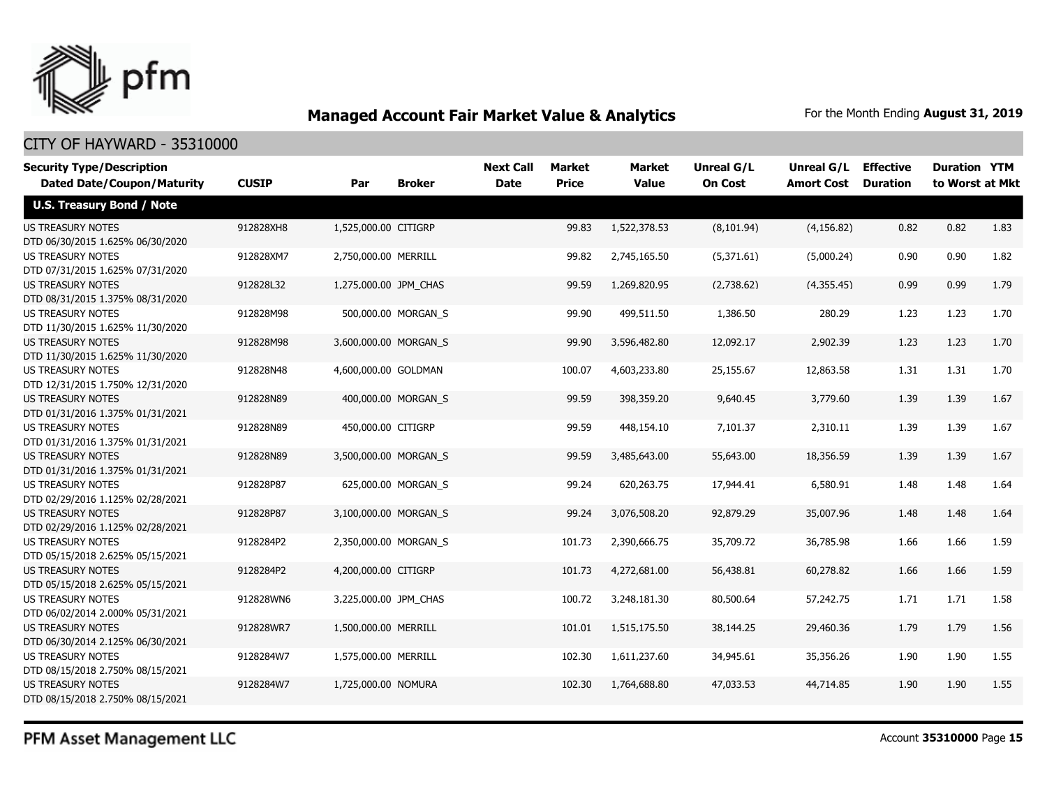# Managed Account Fair Market Value & Analytics

For the Month Ending **August 31, 2019**

## CITY OF HAYWARD - 35310000

| Security Type/Description Dated Date/Coupon/Maturity | CUSIP | Par | Broker | Next Call Date | Market Price | Market Value | Unreal G/L On Cost | Unreal G/L Amort Cost | Effective Duration | Duration to Worst | YTM at Mkt |
|---|---|---|---|---|---|---|---|---|---|---|---|
| **U.S. Treasury Bond / Note** | | | | | | | | | | | |
| US TREASURY NOTES DTD 06/30/2015 1.625% 06/30/2020 | 912828XH8 | 1,525,000.00 | CITIGRP | | 99.83 | 1,522,378.53 | (8,101.94) | (4,156.82) | 0.82 | 0.82 | 1.83 |
| US TREASURY NOTES DTD 07/31/2015 1.625% 07/31/2020 | 912828XM7 | 2,750,000.00 | MERRILL | | 99.82 | 2,745,165.50 | (5,371.61) | (5,000.24) | 0.90 | 0.90 | 1.82 |
| US TREASURY NOTES DTD 08/31/2015 1.375% 08/31/2020 | 912828L32 | 1,275,000.00 | JPM_CHAS | | 99.59 | 1,269,820.95 | (2,738.62) | (4,355.45) | 0.99 | 0.99 | 1.79 |
| US TREASURY NOTES DTD 11/30/2015 1.625% 11/30/2020 | 912828M98 | 500,000.00 | MORGAN_S | | 99.90 | 499,511.50 | 1,386.50 | 280.29 | 1.23 | 1.23 | 1.70 |
| US TREASURY NOTES DTD 11/30/2015 1.625% 11/30/2020 | 912828M98 | 3,600,000.00 | MORGAN_S | | 99.90 | 3,596,482.80 | 12,092.17 | 2,902.39 | 1.23 | 1.23 | 1.70 |
| US TREASURY NOTES DTD 12/31/2015 1.750% 12/31/2020 | 912828N48 | 4,600,000.00 | GOLDMAN | | 100.07 | 4,603,233.80 | 25,155.67 | 12,863.58 | 1.31 | 1.31 | 1.70 |
| US TREASURY NOTES DTD 01/31/2016 1.375% 01/31/2021 | 912828N89 | 400,000.00 | MORGAN_S | | 99.59 | 398,359.20 | 9,640.45 | 3,779.60 | 1.39 | 1.39 | 1.67 |
| US TREASURY NOTES DTD 01/31/2016 1.375% 01/31/2021 | 912828N89 | 450,000.00 | CITIGRP | | 99.59 | 448,154.10 | 7,101.37 | 2,310.11 | 1.39 | 1.39 | 1.67 |
| US TREASURY NOTES DTD 01/31/2016 1.375% 01/31/2021 | 912828N89 | 3,500,000.00 | MORGAN_S | | 99.59 | 3,485,643.00 | 55,643.00 | 18,356.59 | 1.39 | 1.39 | 1.67 |
| US TREASURY NOTES DTD 02/29/2016 1.125% 02/28/2021 | 912828P87 | 625,000.00 | MORGAN_S | | 99.24 | 620,263.75 | 17,944.41 | 6,580.91 | 1.48 | 1.48 | 1.64 |
| US TREASURY NOTES DTD 02/29/2016 1.125% 02/28/2021 | 912828P87 | 3,100,000.00 | MORGAN_S | | 99.24 | 3,076,508.20 | 92,879.29 | 35,007.96 | 1.48 | 1.48 | 1.64 |
| US TREASURY NOTES DTD 05/15/2018 2.625% 05/15/2021 | 9128284P2 | 2,350,000.00 | MORGAN_S | | 101.73 | 2,390,666.75 | 35,709.72 | 36,785.98 | 1.66 | 1.66 | 1.59 |
| US TREASURY NOTES DTD 05/15/2018 2.625% 05/15/2021 | 9128284P2 | 4,200,000.00 | CITIGRP | | 101.73 | 4,272,681.00 | 56,438.81 | 60,278.82 | 1.66 | 1.66 | 1.59 |
| US TREASURY NOTES DTD 06/02/2014 2.000% 05/31/2021 | 912828WN6 | 3,225,000.00 | JPM_CHAS | | 100.72 | 3,248,181.30 | 80,500.64 | 57,242.75 | 1.71 | 1.71 | 1.58 |
| US TREASURY NOTES DTD 06/30/2014 2.125% 06/30/2021 | 912828WR7 | 1,500,000.00 | MERRILL | | 101.01 | 1,515,175.50 | 38,144.25 | 29,460.36 | 1.79 | 1.79 | 1.56 |
| US TREASURY NOTES DTD 08/15/2018 2.750% 08/15/2021 | 9128284W7 | 1,575,000.00 | MERRILL | | 102.30 | 1,611,237.60 | 34,945.61 | 35,356.26 | 1.90 | 1.90 | 1.55 |
| US TREASURY NOTES DTD 08/15/2018 2.750% 08/15/2021 | 9128284W7 | 1,725,000.00 | NOMURA | | 102.30 | 1,764,688.80 | 47,033.53 | 44,714.85 | 1.90 | 1.90 | 1.55 |

PFM Asset Management LLC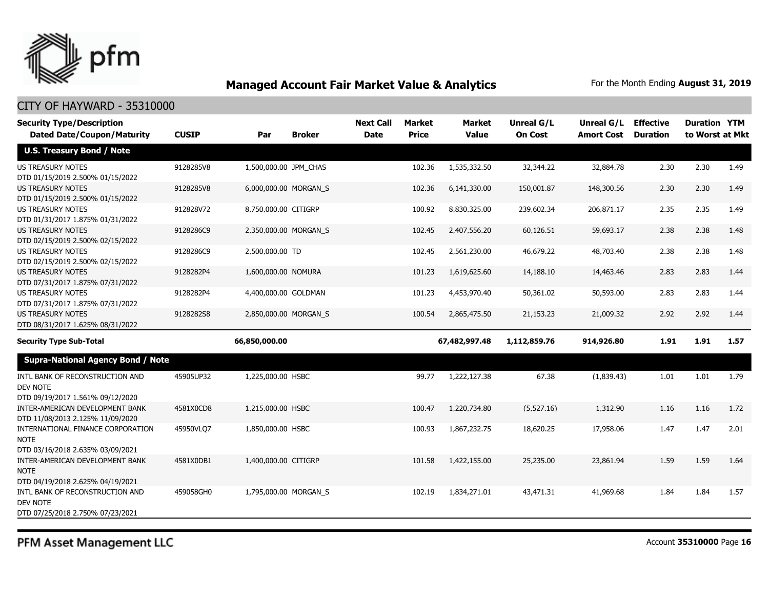## Managed Account Fair Market Value & Analytics

For the Month Ending **August 31, 2019**

CITY OF HAYWARD - 35310000

| Security Type/Description Dated Date/Coupon/Maturity | CUSIP | Par | Broker | Next Call Date | Market Price | Market Value | Unreal G/L On Cost | Unreal G/L Amort Cost | Effective Duration | Duration to Worst | YTM at Mkt |
|---|---|---|---|---|---|---|---|---|---|---|---|
| **U.S. Treasury Bond / Note** | | | | | | | | | | | |
| US TREASURY NOTES DTD 01/15/2019 2.500% 01/15/2022 | 9128285V8 | 1,500,000.00 | JPM_CHAS | | 102.36 | 1,535,332.50 | 32,344.22 | 32,884.78 | 2.30 | 2.30 | 1.49 |
| US TREASURY NOTES DTD 01/15/2019 2.500% 01/15/2022 | 9128285V8 | 6,000,000.00 | MORGAN_S | | 102.36 | 6,141,330.00 | 150,001.87 | 148,300.56 | 2.30 | 2.30 | 1.49 |
| US TREASURY NOTES DTD 01/31/2017 1.875% 01/31/2022 | 912828V72 | 8,750,000.00 | CITIGRP | | 100.92 | 8,830,325.00 | 239,602.34 | 206,871.17 | 2.35 | 2.35 | 1.49 |
| US TREASURY NOTES DTD 02/15/2019 2.500% 02/15/2022 | 9128286C9 | 2,350,000.00 | MORGAN_S | | 102.45 | 2,407,556.20 | 60,126.51 | 59,693.17 | 2.38 | 2.38 | 1.48 |
| US TREASURY NOTES DTD 02/15/2019 2.500% 02/15/2022 | 9128286C9 | 2,500,000.00 | TD | | 102.45 | 2,561,230.00 | 46,679.22 | 48,703.40 | 2.38 | 2.38 | 1.48 |
| US TREASURY NOTES DTD 07/31/2017 1.875% 07/31/2022 | 9128282P4 | 1,600,000.00 | NOMURA | | 101.23 | 1,619,625.60 | 14,188.10 | 14,463.46 | 2.83 | 2.83 | 1.44 |
| US TREASURY NOTES DTD 07/31/2017 1.875% 07/31/2022 | 9128282P4 | 4,400,000.00 | GOLDMAN | | 101.23 | 4,453,970.40 | 50,361.02 | 50,593.00 | 2.83 | 2.83 | 1.44 |
| US TREASURY NOTES DTD 08/31/2017 1.625% 08/31/2022 | 9128282S8 | 2,850,000.00 | MORGAN_S | | 100.54 | 2,865,475.50 | 21,153.23 | 21,009.32 | 2.92 | 2.92 | 1.44 |
| **Security Type Sub-Total** | | **66,850,000.00** | | | | **67,482,997.48** | **1,112,859.76** | **914,926.80** | **1.91** | **1.91** | **1.57** |
| **Supra-National Agency Bond / Note** | | | | | | | | | | | |
| INTL BANK OF RECONSTRUCTION AND DEV NOTE DTD 09/19/2017 1.561% 09/12/2020 | 45905UP32 | 1,225,000.00 | HSBC | | 99.77 | 1,222,127.38 | 67.38 | (1,839.43) | 1.01 | 1.01 | 1.79 |
| INTER-AMERICAN DEVELOPMENT BANK DTD 11/08/2013 2.125% 11/09/2020 | 4581X0CD8 | 1,215,000.00 | HSBC | | 100.47 | 1,220,734.80 | (5,527.16) | 1,312.90 | 1.16 | 1.16 | 1.72 |
| INTERNATIONAL FINANCE CORPORATION NOTE DTD 03/16/2018 2.635% 03/09/2021 | 45950VLQ7 | 1,850,000.00 | HSBC | | 100.93 | 1,867,232.75 | 18,620.25 | 17,958.06 | 1.47 | 1.47 | 2.01 |
| INTER-AMERICAN DEVELOPMENT BANK NOTE DTD 04/19/2018 2.625% 04/19/2021 | 4581X0DB1 | 1,400,000.00 | CITIGRP | | 101.58 | 1,422,155.00 | 25,235.00 | 23,861.94 | 1.59 | 1.59 | 1.64 |
| INTL BANK OF RECONSTRUCTION AND DEV NOTE DTD 07/25/2018 2.750% 07/23/2021 | 459058GH0 | 1,795,000.00 | MORGAN_S | | 102.19 | 1,834,271.01 | 43,471.31 | 41,969.68 | 1.84 | 1.84 | 1.57 |

PFM Asset Management LLC

Account **35310000**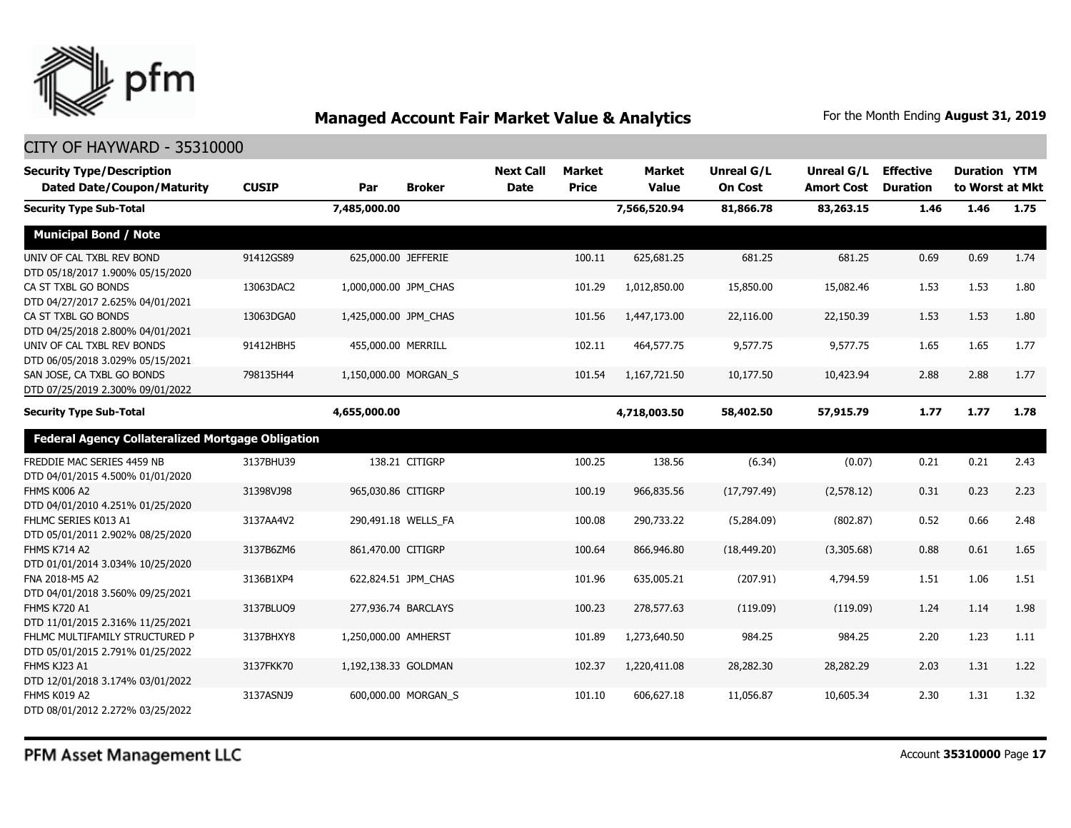# Managed Account Fair Market Value & Analytics

For the Month Ending **August 31, 2019**

## CITY OF HAYWARD - 35310000

| Security Type/Description Dated Date/Coupon/Maturity | CUSIP | Par | Broker | Next Call Date | Market Price | Market Value | Unreal G/L On Cost | Unreal G/L Amort Cost | Effective Duration | Duration to Worst | YTM at Mkt |
|---|---|---|---|---|---|---|---|---|---|---|---|
| **Security Type Sub-Total** | | **7,485,000.00** | | | | **7,566,520.94** | **81,866.78** | **83,263.15** | **1.46** | **1.46** | **1.75** |
| **Municipal Bond / Note** | | | | | | | | | | | |
| UNIV OF CAL TXBL REV BOND DTD 05/18/2017 1.900% 05/15/2020 | 91412GS89 | 625,000.00 | JEFFERIE | | 100.11 | 625,681.25 | 681.25 | 681.25 | 0.69 | 0.69 | 1.74 |
| CA ST TXBL GO BONDS DTD 04/27/2017 2.625% 04/01/2021 | 13063DAC2 | 1,000,000.00 | JPM_CHAS | | 101.29 | 1,012,850.00 | 15,850.00 | 15,082.46 | 1.53 | 1.53 | 1.80 |
| CA ST TXBL GO BONDS DTD 04/25/2018 2.800% 04/01/2021 | 13063DGA0 | 1,425,000.00 | JPM_CHAS | | 101.56 | 1,447,173.00 | 22,116.00 | 22,150.39 | 1.53 | 1.53 | 1.80 |
| UNIV OF CAL TXBL REV BONDS DTD 06/05/2018 3.029% 05/15/2021 | 91412HBH5 | 455,000.00 | MERRILL | | 102.11 | 464,577.75 | 9,577.75 | 9,577.75 | 1.65 | 1.65 | 1.77 |
| SAN JOSE, CA TXBL GO BONDS DTD 07/25/2019 2.300% 09/01/2022 | 798135H44 | 1,150,000.00 | MORGAN_S | | 101.54 | 1,167,721.50 | 10,177.50 | 10,423.94 | 2.88 | 2.88 | 1.77 |
| **Security Type Sub-Total** | | **4,655,000.00** | | | | **4,718,003.50** | **58,402.50** | **57,915.79** | **1.77** | **1.77** | **1.78** |
| **Federal Agency Collateralized Mortgage Obligation** | | | | | | | | | | | |
| FREDDIE MAC SERIES 4459 NB DTD 04/01/2015 4.500% 01/01/2020 | 3137BHU39 | 138.21 | CITIGRP | | 100.25 | 138.56 | (6.34) | (0.07) | 0.21 | 0.21 | 2.43 |
| FHMS K006 A2 DTD 04/01/2010 4.251% 01/25/2020 | 31398VJ98 | 965,030.86 | CITIGRP | | 100.19 | 966,835.56 | (17,797.49) | (2,578.12) | 0.31 | 0.23 | 2.23 |
| FHLMC SERIES K013 A1 DTD 05/01/2011 2.902% 08/25/2020 | 3137AA4V2 | 290,491.18 | WELLS_FA | | 100.08 | 290,733.22 | (5,284.09) | (802.87) | 0.52 | 0.66 | 2.48 |
| FHMS K714 A2 DTD 01/01/2014 3.034% 10/25/2020 | 3137B6ZM6 | 861,470.00 | CITIGRP | | 100.64 | 866,946.80 | (18,449.20) | (3,305.68) | 0.88 | 0.61 | 1.65 |
| FNA 2018-M5 A2 DTD 04/01/2018 3.560% 09/25/2021 | 3136B1XP4 | 622,824.51 | JPM_CHAS | | 101.96 | 635,005.21 | (207.91) | 4,794.59 | 1.51 | 1.06 | 1.51 |
| FHMS K720 A1 DTD 11/01/2015 2.316% 11/25/2021 | 3137BLUQ9 | 277,936.74 | BARCLAYS | | 100.23 | 278,577.63 | (119.09) | (119.09) | 1.24 | 1.14 | 1.98 |
| FHLMC MULTIFAMILY STRUCTURED P DTD 05/01/2015 2.791% 01/25/2022 | 3137BHXY8 | 1,250,000.00 | AMHERST | | 101.89 | 1,273,640.50 | 984.25 | 984.25 | 2.20 | 1.23 | 1.11 |
| FHMS KJ23 A1 DTD 12/01/2018 3.174% 03/01/2022 | 3137FKK70 | 1,192,138.33 | GOLDMAN | | 102.37 | 1,220,411.08 | 28,282.30 | 28,282.29 | 2.03 | 1.31 | 1.22 |
| FHMS K019 A2 DTD 08/01/2012 2.272% 03/25/2022 | 3137ASNJ9 | 600,000.00 | MORGAN_S | | 101.10 | 606,627.18 | 11,056.87 | 10,605.34 | 2.30 | 1.31 | 1.32 |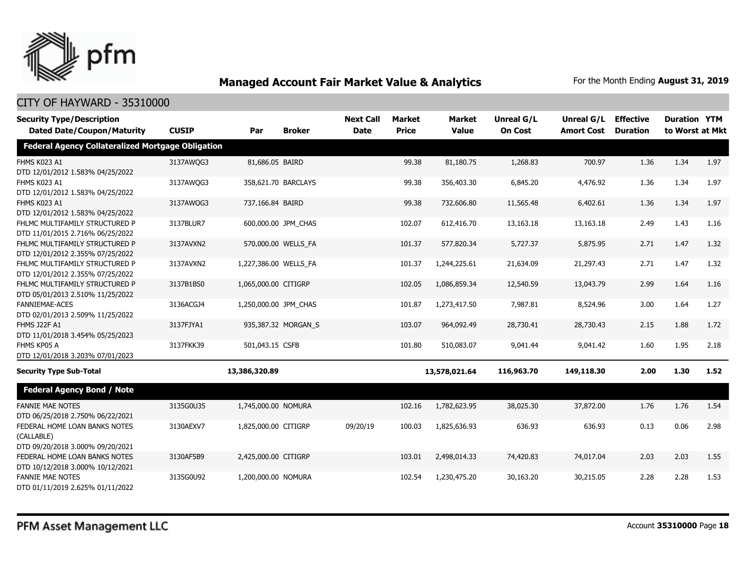# Managed Account Fair Market Value & Analytics

For the Month Ending **August 31, 2019**

## CITY OF HAYWARD - 35310000

| Security Type/Description Dated Date/Coupon/Maturity | CUSIP | Par | Broker | Next Call Date | Market Price | Market Value | Unreal G/L On Cost | Unreal G/L Amort Cost | Effective Duration | Duration to Worst | YTM at Mkt |
|---|---|---|---|---|---|---|---|---|---|---|---|
| **Federal Agency Collateralized Mortgage Obligation** | | | | | | | | | | | |
| FHMS K023 A1 DTD 12/01/2012 1.583% 04/25/2022 | 3137AWQG3 | 81,686.05 | BAIRD | | 99.38 | 81,180.75 | 1,268.83 | 700.97 | 1.36 | 1.34 | 1.97 |
| FHMS K023 A1 DTD 12/01/2012 1.583% 04/25/2022 | 3137AWQG3 | 358,621.70 | BARCLAYS | | 99.38 | 356,403.30 | 6,845.20 | 4,476.92 | 1.36 | 1.34 | 1.97 |
| FHMS K023 A1 DTD 12/01/2012 1.583% 04/25/2022 | 3137AWQG3 | 737,166.84 | BAIRD | | 99.38 | 732,606.80 | 11,565.48 | 6,402.61 | 1.36 | 1.34 | 1.97 |
| FHLMC MULTIFAMILY STRUCTURED P DTD 11/01/2015 2.716% 06/25/2022 | 3137BLUR7 | 600,000.00 | JPM_CHAS | | 102.07 | 612,416.70 | 13,163.18 | 13,163.18 | 2.49 | 1.43 | 1.16 |
| FHLMC MULTIFAMILY STRUCTURED P DTD 12/01/2012 2.355% 07/25/2022 | 3137AVXN2 | 570,000.00 | WELLS_FA | | 101.37 | 577,820.34 | 5,727.37 | 5,875.95 | 2.71 | 1.47 | 1.32 |
| FHLMC MULTIFAMILY STRUCTURED P DTD 12/01/2012 2.355% 07/25/2022 | 3137AVXN2 | 1,227,386.00 | WELLS_FA | | 101.37 | 1,244,225.61 | 21,634.09 | 21,297.43 | 2.71 | 1.47 | 1.32 |
| FHLMC MULTIFAMILY STRUCTURED P DTD 05/01/2013 2.510% 11/25/2022 | 3137B1BS0 | 1,065,000.00 | CITIGRP | | 102.05 | 1,086,859.34 | 12,540.59 | 13,043.79 | 2.99 | 1.64 | 1.16 |
| FANNIEMAE-ACES DTD 02/01/2013 2.509% 11/25/2022 | 3136ACGJ4 | 1,250,000.00 | JPM_CHAS | | 101.87 | 1,273,417.50 | 7,987.81 | 8,524.96 | 3.00 | 1.64 | 1.27 |
| FHMS J22F A1 DTD 11/01/2018 3.454% 05/25/2023 | 3137FJYA1 | 935,387.32 | MORGAN_S | | 103.07 | 964,092.49 | 28,730.41 | 28,730.43 | 2.15 | 1.88 | 1.72 |
| FHMS KP05 A DTD 12/01/2018 3.203% 07/01/2023 | 3137FKK39 | 501,043.15 | CSFB | | 101.80 | 510,083.07 | 9,041.44 | 9,041.42 | 1.60 | 1.95 | 2.18 |
| **Security Type Sub-Total** | | **13,386,320.89** | | | | **13,578,021.64** | **116,963.70** | **149,118.30** | **2.00** | **1.30** | **1.52** |
| **Federal Agency Bond / Note** | | | | | | | | | | | |
| FANNIE MAE NOTES DTD 06/25/2018 2.750% 06/22/2021 | 3135G0U35 | 1,745,000.00 | NOMURA | | 102.16 | 1,782,623.95 | 38,025.30 | 37,872.00 | 1.76 | 1.76 | 1.54 |
| FEDERAL HOME LOAN BANKS NOTES (CALLABLE) DTD 09/20/2018 3.000% 09/20/2021 | 3130AEXV7 | 1,825,000.00 | CITIGRP | 09/20/19 | 100.03 | 1,825,636.93 | 636.93 | 636.93 | 0.13 | 0.06 | 2.98 |
| FEDERAL HOME LOAN BANKS NOTES DTD 10/12/2018 3.000% 10/12/2021 | 3130AF5B9 | 2,425,000.00 | CITIGRP | | 103.01 | 2,498,014.33 | 74,420.83 | 74,017.04 | 2.03 | 2.03 | 1.55 |
| FANNIE MAE NOTES DTD 01/11/2019 2.625% 01/11/2022 | 3135G0U92 | 1,200,000.00 | NOMURA | | 102.54 | 1,230,475.20 | 30,163.20 | 30,215.05 | 2.28 | 2.28 | 1.53 |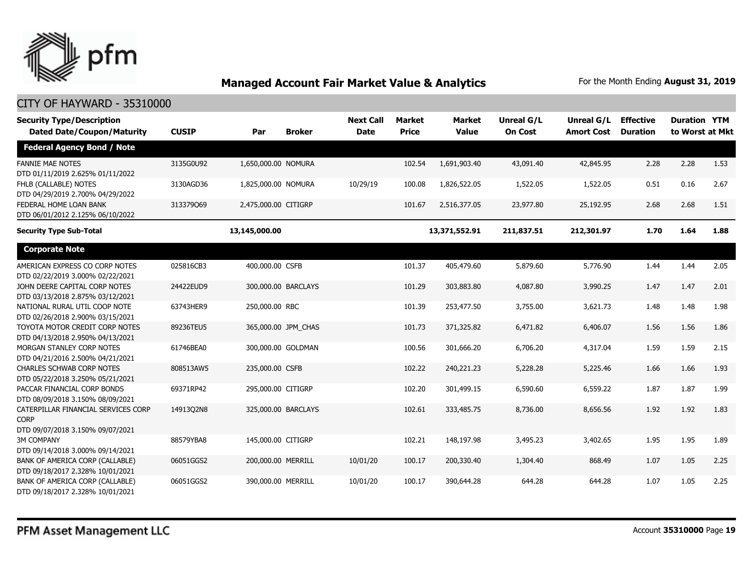# Managed Account Fair Market Value & Analytics

For the Month Ending **August 31, 2019**

## CITY OF HAYWARD - 35310000

| Security Type/Description Dated Date/Coupon/Maturity | CUSIP | Par | Broker | Next Call Date | Market Price | Market Value | Unreal G/L On Cost | Unreal G/L Amort Cost | Effective Duration | Duration to Worst | YTM at Mkt |
|---|---|---|---|---|---|---|---|---|---|---|---|
| **Federal Agency Bond / Note** | | | | | | | | | | | |
| FANNIE MAE NOTES DTD 01/11/2019 2.625% 01/11/2022 | 3135G0U92 | 1,650,000.00 | NOMURA | | 102.54 | 1,691,903.40 | 43,091.40 | 42,845.95 | 2.28 | 2.28 | 1.53 |
| FHLB (CALLABLE) NOTES DTD 04/29/2019 2.700% 04/29/2022 | 3130AGD36 | 1,825,000.00 | NOMURA | 10/29/19 | 100.08 | 1,826,522.05 | 1,522.05 | 1,522.05 | 0.51 | 0.16 | 2.67 |
| FEDERAL HOME LOAN BANK DTD 06/01/2012 2.125% 06/10/2022 | 313379Q69 | 2,475,000.00 | CITIGRP | | 101.67 | 2,516,377.05 | 23,977.80 | 25,192.95 | 2.68 | 2.68 | 1.51 |
| **Security Type Sub-Total** | | **13,145,000.00** | | | | **13,371,552.91** | **211,837.51** | **212,301.97** | **1.70** | **1.64** | **1.88** |
| **Corporate Note** | | | | | | | | | | | |
| AMERICAN EXPRESS CO CORP NOTES DTD 02/22/2019 3.000% 02/22/2021 | 025816CB3 | 400,000.00 | CSFB | | 101.37 | 405,479.60 | 5,879.60 | 5,776.90 | 1.44 | 1.44 | 2.05 |
| JOHN DEERE CAPITAL CORP NOTES DTD 03/13/2018 2.875% 03/12/2021 | 24422EUD9 | 300,000.00 | BARCLAYS | | 101.29 | 303,883.80 | 4,087.80 | 3,990.25 | 1.47 | 1.47 | 2.01 |
| NATIONAL RURAL UTIL COOP NOTE DTD 02/26/2018 2.900% 03/15/2021 | 63743HER9 | 250,000.00 | RBC | | 101.39 | 253,477.50 | 3,755.00 | 3,621.73 | 1.48 | 1.48 | 1.98 |
| TOYOTA MOTOR CREDIT CORP NOTES DTD 04/13/2018 2.950% 04/13/2021 | 89236TEU5 | 365,000.00 | JPM_CHAS | | 101.73 | 371,325.82 | 6,471.82 | 6,406.07 | 1.56 | 1.56 | 1.86 |
| MORGAN STANLEY CORP NOTES DTD 04/21/2016 2.500% 04/21/2021 | 61746BEA0 | 300,000.00 | GOLDMAN | | 100.56 | 301,666.20 | 6,706.20 | 4,317.04 | 1.59 | 1.59 | 2.15 |
| CHARLES SCHWAB CORP NOTES DTD 05/22/2018 3.250% 05/21/2021 | 808513AW5 | 235,000.00 | CSFB | | 102.22 | 240,221.23 | 5,228.28 | 5,225.46 | 1.66 | 1.66 | 1.93 |
| PACCAR FINANCIAL CORP BONDS DTD 08/09/2018 3.150% 08/09/2021 | 69371RP42 | 295,000.00 | CITIGRP | | 102.20 | 301,499.15 | 6,590.60 | 6,559.22 | 1.87 | 1.87 | 1.99 |
| CATERPILLAR FINANCIAL SERVICES CORP CORP DTD 09/07/2018 3.150% 09/07/2021 | 14913Q2N8 | 325,000.00 | BARCLAYS | | 102.61 | 333,485.75 | 8,736.00 | 8,656.56 | 1.92 | 1.92 | 1.83 |
| 3M COMPANY DTD 09/14/2018 3.000% 09/14/2021 | 88579YBA8 | 145,000.00 | CITIGRP | | 102.21 | 148,197.98 | 3,495.23 | 3,402.65 | 1.95 | 1.95 | 1.89 |
| BANK OF AMERICA CORP (CALLABLE) DTD 09/18/2017 2.328% 10/01/2021 | 06051GGS2 | 200,000.00 | MERRILL | 10/01/20 | 100.17 | 200,330.40 | 1,304.40 | 868.49 | 1.07 | 1.05 | 2.25 |
| BANK OF AMERICA CORP (CALLABLE) DTD 09/18/2017 2.328% 10/01/2021 | 06051GGS2 | 390,000.00 | MERRILL | 10/01/20 | 100.17 | 390,644.28 | 644.28 | 644.28 | 1.07 | 1.05 | 2.25 |

PFM Asset Management LLC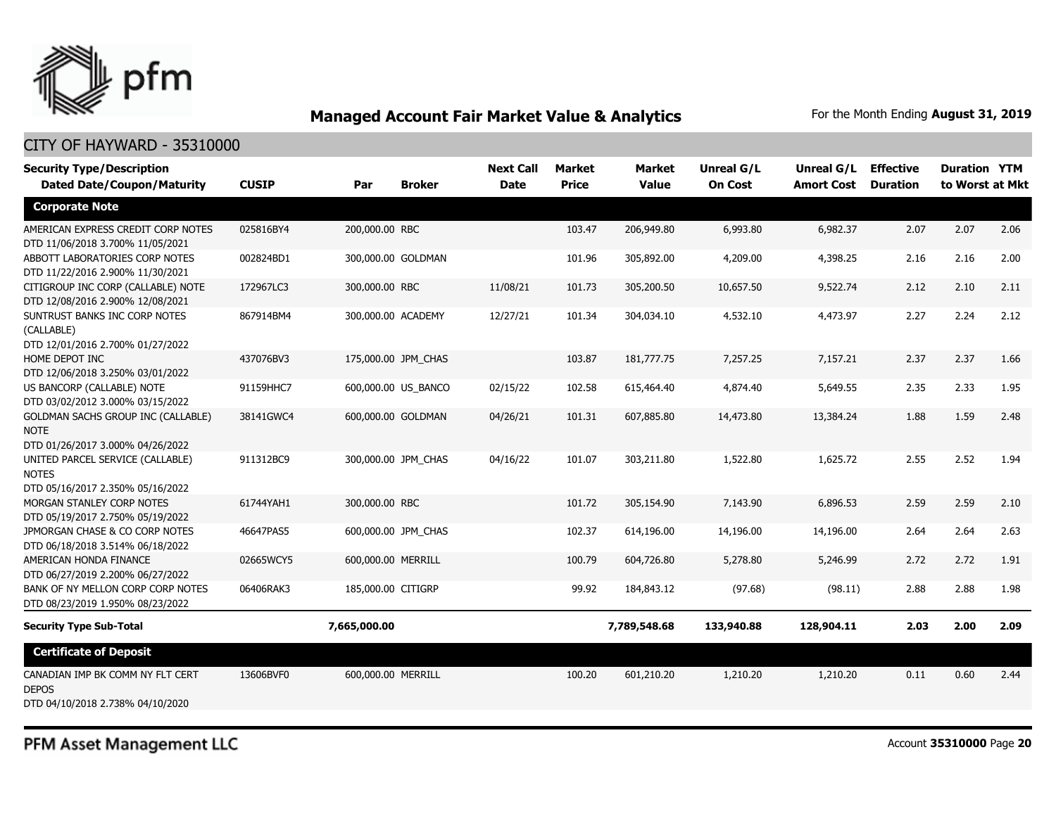## Managed Account Fair Market Value & Analytics

For the Month Ending **August 31, 2019**

### CITY OF HAYWARD - 35310000

| Security Type/Description Dated Date/Coupon/Maturity | CUSIP | Par | Broker | Next Call Date | Market Price | Market Value | Unreal G/L On Cost | Unreal G/L Amort Cost | Effective Duration | Duration to Worst | YTM at Mkt |
|---|---|---|---|---|---|---|---|---|---|---|---|
| **Corporate Note** | | | | | | | | | | | |
| AMERICAN EXPRESS CREDIT CORP NOTES DTD 11/06/2018 3.700% 11/05/2021 | 025816BY4 | 200,000.00 | RBC | | 103.47 | 206,949.80 | 6,993.80 | 6,982.37 | 2.07 | 2.07 | 2.06 |
| ABBOTT LABORATORIES CORP NOTES DTD 11/22/2016 2.900% 11/30/2021 | 002824BD1 | 300,000.00 | GOLDMAN | | 101.96 | 305,892.00 | 4,209.00 | 4,398.25 | 2.16 | 2.16 | 2.00 |
| CITIGROUP INC CORP (CALLABLE) NOTE DTD 12/08/2016 2.900% 12/08/2021 | 172967LC3 | 300,000.00 | RBC | 11/08/21 | 101.73 | 305,200.50 | 10,657.50 | 9,522.74 | 2.12 | 2.10 | 2.11 |
| SUNTRUST BANKS INC CORP NOTES (CALLABLE) DTD 12/01/2016 2.700% 01/27/2022 | 867914BM4 | 300,000.00 | ACADEMY | 12/27/21 | 101.34 | 304,034.10 | 4,532.10 | 4,473.97 | 2.27 | 2.24 | 2.12 |
| HOME DEPOT INC DTD 12/06/2018 3.250% 03/01/2022 | 437076BV3 | 175,000.00 | JPM_CHAS | | 103.87 | 181,777.75 | 7,257.25 | 7,157.21 | 2.37 | 2.37 | 1.66 |
| US BANCORP (CALLABLE) NOTE DTD 03/02/2012 3.000% 03/15/2022 | 91159HHC7 | 600,000.00 | US_BANCO | 02/15/22 | 102.58 | 615,464.40 | 4,874.40 | 5,649.55 | 2.35 | 2.33 | 1.95 |
| GOLDMAN SACHS GROUP INC (CALLABLE) NOTE DTD 01/26/2017 3.000% 04/26/2022 | 38141GWC4 | 600,000.00 | GOLDMAN | 04/26/21 | 101.31 | 607,885.80 | 14,473.80 | 13,384.24 | 1.88 | 1.59 | 2.48 |
| UNITED PARCEL SERVICE (CALLABLE) NOTES DTD 05/16/2017 2.350% 05/16/2022 | 911312BC9 | 300,000.00 | JPM_CHAS | 04/16/22 | 101.07 | 303,211.80 | 1,522.80 | 1,625.72 | 2.55 | 2.52 | 1.94 |
| MORGAN STANLEY CORP NOTES DTD 05/19/2017 2.750% 05/19/2022 | 61744YAH1 | 300,000.00 | RBC | | 101.72 | 305,154.90 | 7,143.90 | 6,896.53 | 2.59 | 2.59 | 2.10 |
| JPMORGAN CHASE & CO CORP NOTES DTD 06/18/2018 3.514% 06/18/2022 | 46647PAS5 | 600,000.00 | JPM_CHAS | | 102.37 | 614,196.00 | 14,196.00 | 14,196.00 | 2.64 | 2.64 | 2.63 |
| AMERICAN HONDA FINANCE DTD 06/27/2019 2.200% 06/27/2022 | 02665WCY5 | 600,000.00 | MERRILL | | 100.79 | 604,726.80 | 5,278.80 | 5,246.99 | 2.72 | 2.72 | 1.91 |
| BANK OF NY MELLON CORP CORP NOTES DTD 08/23/2019 1.950% 08/23/2022 | 06406RAK3 | 185,000.00 | CITIGRP | | 99.92 | 184,843.12 | (97.68) | (98.11) | 2.88 | 2.88 | 1.98 |
| **Security Type Sub-Total** | | **7,665,000.00** | | | | **7,789,548.68** | **133,940.88** | **128,904.11** | **2.03** | **2.00** | **2.09** |
| **Certificate of Deposit** | | | | | | | | | | | |
| CANADIAN IMP BK COMM NY FLT CERT DEPOS DTD 04/10/2018 2.738% 04/10/2020 | 13606BVF0 | 600,000.00 | MERRILL | | 100.20 | 601,210.20 | 1,210.20 | 1,210.20 | 0.11 | 0.60 | 2.44 |

PFM Asset Management LLC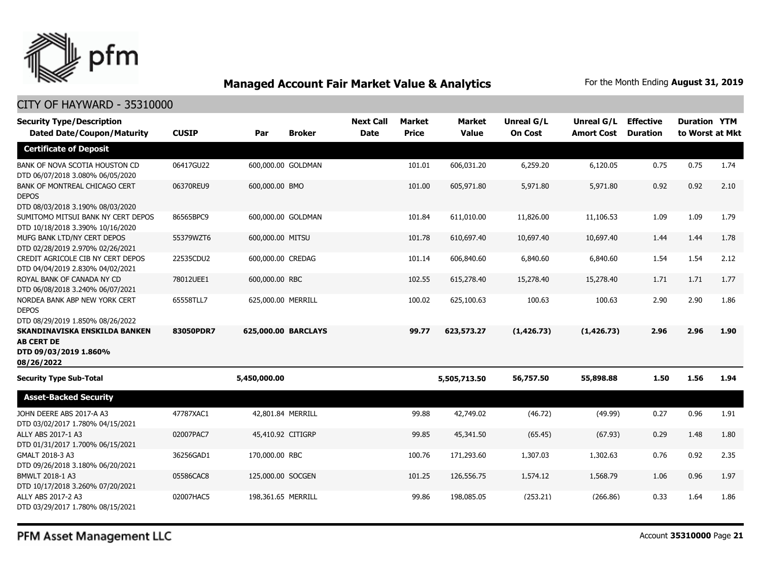## Managed Account Fair Market Value & Analytics

For the Month Ending **August 31, 2019**

CITY OF HAYWARD - 35310000

| Security Type/Description Dated Date/Coupon/Maturity | CUSIP | Par | Broker | Next Call Date | Market Price | Market Value | Unreal G/L On Cost | Unreal G/L Amort Cost | Effective Duration | Duration to Worst | YTM at Mkt |
|---|---|---|---|---|---|---|---|---|---|---|---|
| **Certificate of Deposit** | | | | | | | | | | | |
| BANK OF NOVA SCOTIA HOUSTON CD DTD 06/07/2018 3.080% 06/05/2020 | 06417GU22 | 600,000.00 | GOLDMAN | | 101.01 | 606,031.20 | 6,259.20 | 6,120.05 | 0.75 | 0.75 | 1.74 |
| BANK OF MONTREAL CHICAGO CERT DEPOS DTD 08/03/2018 3.190% 08/03/2020 | 06370REU9 | 600,000.00 | BMO | | 101.00 | 605,971.80 | 5,971.80 | 5,971.80 | 0.92 | 0.92 | 2.10 |
| SUMITOMO MITSUI BANK NY CERT DEPOS DTD 10/18/2018 3.390% 10/16/2020 | 86565BPC9 | 600,000.00 | GOLDMAN | | 101.84 | 611,010.00 | 11,826.00 | 11,106.53 | 1.09 | 1.09 | 1.79 |
| MUFG BANK LTD/NY CERT DEPOS DTD 02/28/2019 2.970% 02/26/2021 | 55379WZT6 | 600,000.00 | MITSU | | 101.78 | 610,697.40 | 10,697.40 | 10,697.40 | 1.44 | 1.44 | 1.78 |
| CREDIT AGRICOLE CIB NY CERT DEPOS DTD 04/04/2019 2.830% 04/02/2021 | 22535CDU2 | 600,000.00 | CREDAG | | 101.14 | 606,840.60 | 6,840.60 | 6,840.60 | 1.54 | 1.54 | 2.12 |
| ROYAL BANK OF CANADA NY CD DTD 06/08/2018 3.240% 06/07/2021 | 78012UEE1 | 600,000.00 | RBC | | 102.55 | 615,278.40 | 15,278.40 | 15,278.40 | 1.71 | 1.71 | 1.77 |
| NORDEA BANK ABP NEW YORK CERT DEPOS DTD 08/29/2019 1.850% 08/26/2022 | 65558TLL7 | 625,000.00 | MERRILL | | 100.02 | 625,100.63 | 100.63 | 100.63 | 2.90 | 2.90 | 1.86 |
| **SKANDINAVISKA ENSKILDA BANKEN AB CERT DE DTD 09/03/2019 1.860% 08/26/2022** | **83050PDR7** | **625,000.00** | **BARCLAYS** | | **99.77** | **623,573.27** | **(1,426.73)** | **(1,426.73)** | **2.96** | **2.96** | **1.90** |
| **Security Type Sub-Total** | | **5,450,000.00** | | | | **5,505,713.50** | **56,757.50** | **55,898.88** | **1.50** | **1.56** | **1.94** |
| **Asset-Backed Security** | | | | | | | | | | | |
| JOHN DEERE ABS 2017-A A3 DTD 03/02/2017 1.780% 04/15/2021 | 47787XAC1 | 42,801.84 | MERRILL | | 99.88 | 42,749.02 | (46.72) | (49.99) | 0.27 | 0.96 | 1.91 |
| ALLY ABS 2017-1 A3 DTD 01/31/2017 1.700% 06/15/2021 | 02007PAC7 | 45,410.92 | CITIGRP | | 99.85 | 45,341.50 | (65.45) | (67.93) | 0.29 | 1.48 | 1.80 |
| GMALT 2018-3 A3 DTD 09/26/2018 3.180% 06/20/2021 | 36256GAD1 | 170,000.00 | RBC | | 100.76 | 171,293.60 | 1,307.03 | 1,302.63 | 0.76 | 0.92 | 2.35 |
| BMWLT 2018-1 A3 DTD 10/17/2018 3.260% 07/20/2021 | 05586CAC8 | 125,000.00 | SOCGEN | | 101.25 | 126,556.75 | 1,574.12 | 1,568.79 | 1.06 | 0.96 | 1.97 |
| ALLY ABS 2017-2 A3 DTD 03/29/2017 1.780% 08/15/2021 | 02007HAC5 | 198,361.65 | MERRILL | | 99.86 | 198,085.05 | (253.21) | (266.86) | 0.33 | 1.64 | 1.86 |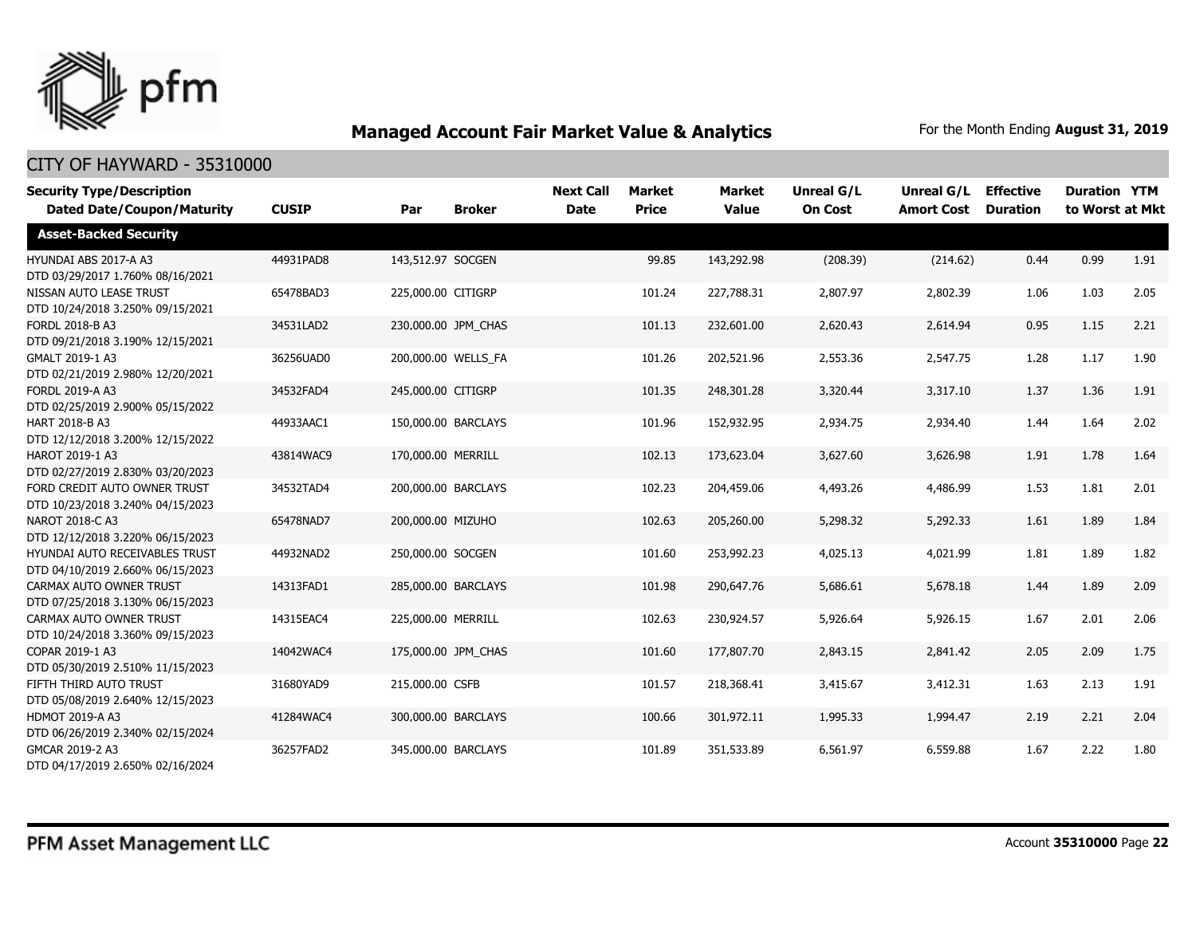## Managed Account Fair Market Value & Analytics

For the Month Ending **August 31, 2019**

### CITY OF HAYWARD - 35310000

| Security Type/Description Dated Date/Coupon/Maturity | CUSIP | Par | Broker | Next Call Date | Market Price | Market Value | Unreal G/L On Cost | Unreal G/L Amort Cost | Effective Duration | Duration to Worst | YTM at Mkt |
|---|---|---|---|---|---|---|---|---|---|---|---|
| **Asset-Backed Security** | | | | | | | | | | | |
| HYUNDAI ABS 2017-A A3 DTD 03/29/2017 1.760% 08/16/2021 | 44931PAD8 | 143,512.97 | SOCGEN | | 99.85 | 143,292.98 | (208.39) | (214.62) | 0.44 | 0.99 | 1.91 |
| NISSAN AUTO LEASE TRUST DTD 10/24/2018 3.250% 09/15/2021 | 65478BAD3 | 225,000.00 | CITIGRP | | 101.24 | 227,788.31 | 2,807.97 | 2,802.39 | 1.06 | 1.03 | 2.05 |
| FORDL 2018-B A3 DTD 09/21/2018 3.190% 12/15/2021 | 34531LAD2 | 230,000.00 | JPM_CHAS | | 101.13 | 232,601.00 | 2,620.43 | 2,614.94 | 0.95 | 1.15 | 2.21 |
| GMALT 2019-1 A3 DTD 02/21/2019 2.980% 12/20/2021 | 36256UAD0 | 200,000.00 | WELLS_FA | | 101.26 | 202,521.96 | 2,553.36 | 2,547.75 | 1.28 | 1.17 | 1.90 |
| FORDL 2019-A A3 DTD 02/25/2019 2.900% 05/15/2022 | 34532FAD4 | 245,000.00 | CITIGRP | | 101.35 | 248,301.28 | 3,320.44 | 3,317.10 | 1.37 | 1.36 | 1.91 |
| HART 2018-B A3 DTD 12/12/2018 3.200% 12/15/2022 | 44933AAC1 | 150,000.00 | BARCLAYS | | 101.96 | 152,932.95 | 2,934.75 | 2,934.40 | 1.44 | 1.64 | 2.02 |
| HAROT 2019-1 A3 DTD 02/27/2019 2.830% 03/20/2023 | 43814WAC9 | 170,000.00 | MERRILL | | 102.13 | 173,623.04 | 3,627.60 | 3,626.98 | 1.91 | 1.78 | 1.64 |
| FORD CREDIT AUTO OWNER TRUST DTD 10/23/2018 3.240% 04/15/2023 | 34532TAD4 | 200,000.00 | BARCLAYS | | 102.23 | 204,459.06 | 4,493.26 | 4,486.99 | 1.53 | 1.81 | 2.01 |
| NAROT 2018-C A3 DTD 12/12/2018 3.220% 06/15/2023 | 65478NAD7 | 200,000.00 | MIZUHO | | 102.63 | 205,260.00 | 5,298.32 | 5,292.33 | 1.61 | 1.89 | 1.84 |
| HYUNDAI AUTO RECEIVABLES TRUST DTD 04/10/2019 2.660% 06/15/2023 | 44932NAD2 | 250,000.00 | SOCGEN | | 101.60 | 253,992.23 | 4,025.13 | 4,021.99 | 1.81 | 1.89 | 1.82 |
| CARMAX AUTO OWNER TRUST DTD 07/25/2018 3.130% 06/15/2023 | 14313FAD1 | 285,000.00 | BARCLAYS | | 101.98 | 290,647.76 | 5,686.61 | 5,678.18 | 1.44 | 1.89 | 2.09 |
| CARMAX AUTO OWNER TRUST DTD 10/24/2018 3.360% 09/15/2023 | 14315EAC4 | 225,000.00 | MERRILL | | 102.63 | 230,924.57 | 5,926.64 | 5,926.15 | 1.67 | 2.01 | 2.06 |
| COPAR 2019-1 A3 DTD 05/30/2019 2.510% 11/15/2023 | 14042WAC4 | 175,000.00 | JPM_CHAS | | 101.60 | 177,807.70 | 2,843.15 | 2,841.42 | 2.05 | 2.09 | 1.75 |
| FIFTH THIRD AUTO TRUST DTD 05/08/2019 2.640% 12/15/2023 | 31680YAD9 | 215,000.00 | CSFB | | 101.57 | 218,368.41 | 3,415.67 | 3,412.31 | 1.63 | 2.13 | 1.91 |
| HDMOT 2019-A A3 DTD 06/26/2019 2.340% 02/15/2024 | 41284WAC4 | 300,000.00 | BARCLAYS | | 100.66 | 301,972.11 | 1,995.33 | 1,994.47 | 2.19 | 2.21 | 2.04 |
| GMCAR 2019-2 A3 DTD 04/17/2019 2.650% 02/16/2024 | 36257FAD2 | 345,000.00 | BARCLAYS | | 101.89 | 351,533.89 | 6,561.97 | 6,559.88 | 1.67 | 2.22 | 1.80 |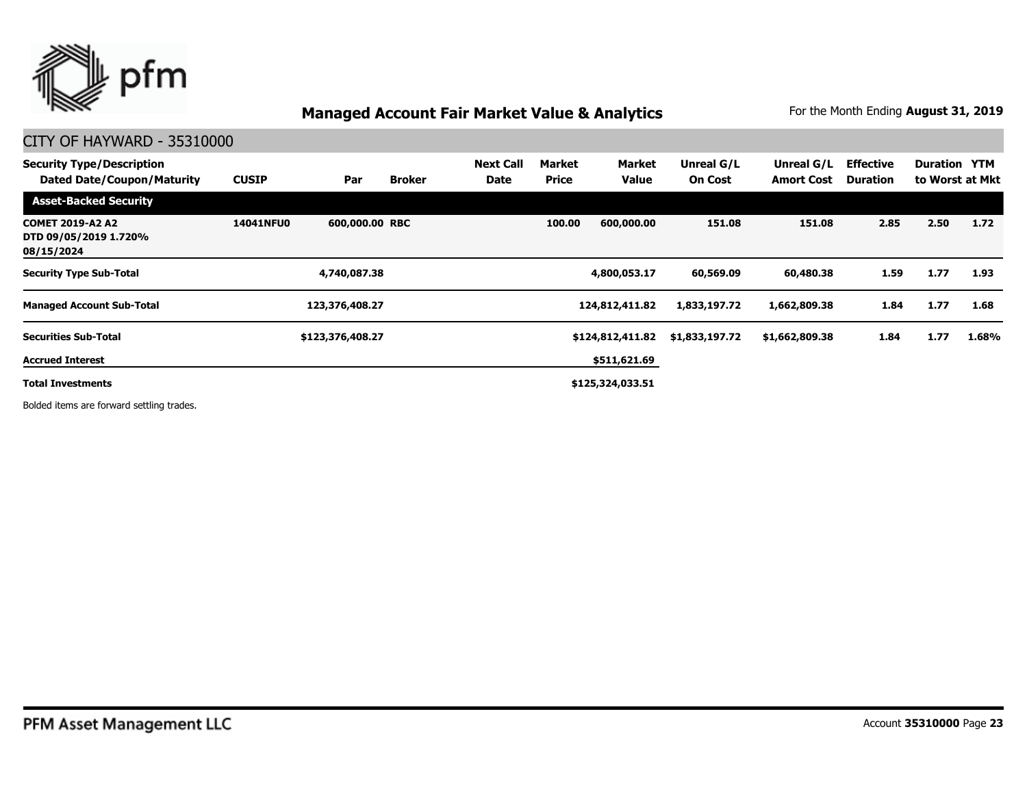## Managed Account Fair Market Value & Analytics

For the Month Ending **August 31, 2019**

CITY OF HAYWARD - 35310000

| Security Type/Description Dated Date/Coupon/Maturity | CUSIP | Par | Broker | Next Call Date | Market Price | Market Value | Unreal G/L On Cost | Unreal G/L Amort Cost | Effective Duration | Duration to Worst | YTM at Mkt |
|---|---|---|---|---|---|---|---|---|---|---|---|
| **Asset-Backed Security** | | | | | | | | | | | |
| **COMET 2019-A2 A2 DTD 09/05/2019 1.720% 08/15/2024** | **14041NFU0** | **600,000.00** | **RBC** | | **100.00** | **600,000.00** | **151.08** | **151.08** | **2.85** | **2.50** | **1.72** |
| **Security Type Sub-Total** | | **4,740,087.38** | | | | **4,800,053.17** | **60,569.09** | **60,480.38** | **1.59** | **1.77** | **1.93** |
| **Managed Account Sub-Total** | | **123,376,408.27** | | | | **124,812,411.82** | **1,833,197.72** | **1,662,809.38** | **1.84** | **1.77** | **1.68** |
| **Securities Sub-Total** | | **$123,376,408.27** | | | | **$124,812,411.82** | **$1,833,197.72** | **$1,662,809.38** | **1.84** | **1.77** | **1.68%** |
| **Accrued Interest** | | | | | | **$511,621.69** | | | | | |
| **Total Investments** | | | | | | **$125,324,033.51** | | | | | |

Bolded items are forward settling trades.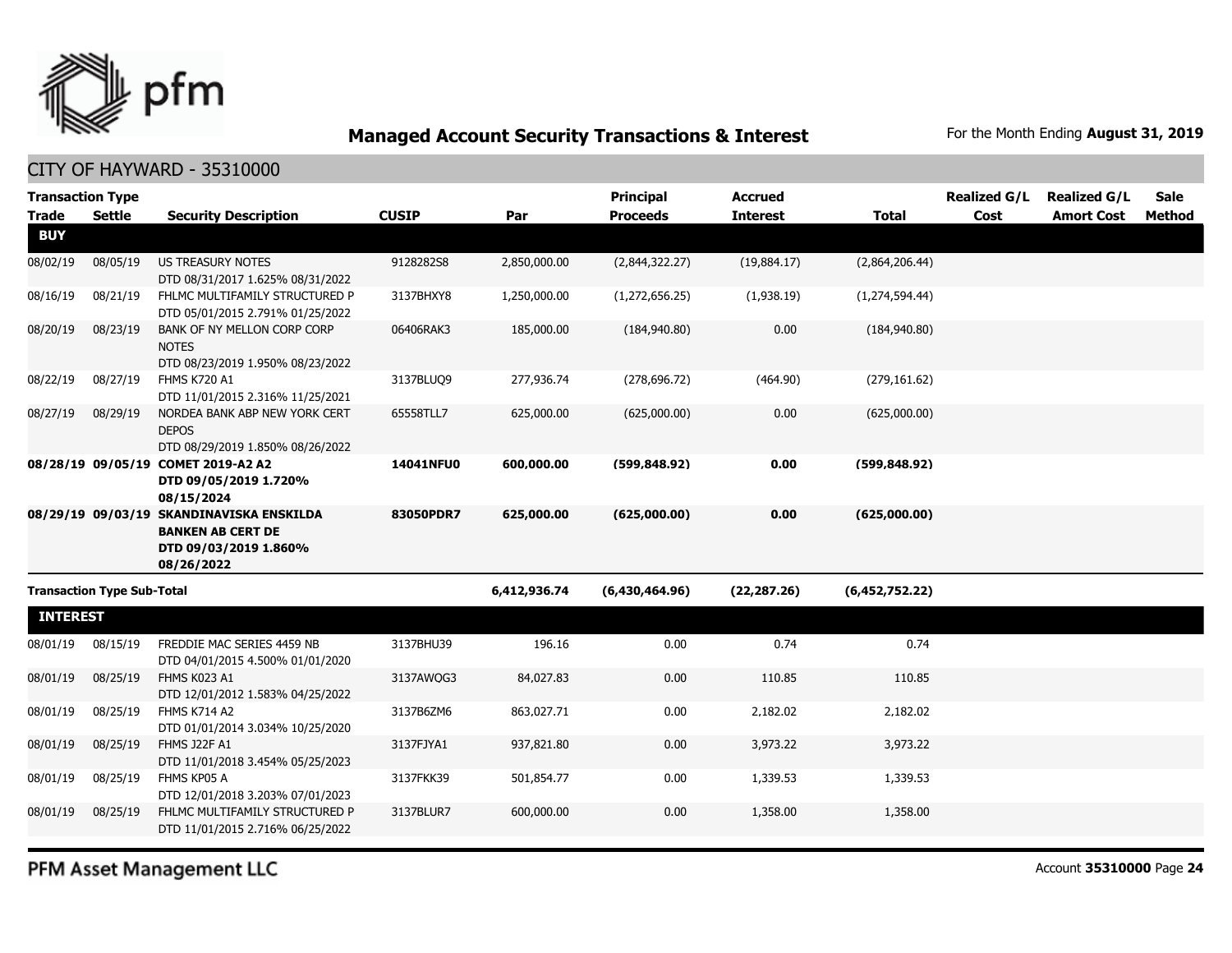## Managed Account Security Transactions & Interest

For the Month Ending **August 31, 2019**

### CITY OF HAYWARD - 35310000

| Transaction Type Trade | Settle | Security Description | CUSIP | Par | Principal Proceeds | Accrued Interest | Total | Realized G/L Cost | Realized G/L Amort Cost | Sale Method |
|---|---|---|---|---|---|---|---|---|---|---|
| **BUY** | | | | | | | | | | |
| 08/02/19 | 08/05/19 | US TREASURY NOTES DTD 08/31/2017 1.625% 08/31/2022 | 9128282S8 | 2,850,000.00 | (2,844,322.27) | (19,884.17) | (2,864,206.44) | | | |
| 08/16/19 | 08/21/19 | FHLMC MULTIFAMILY STRUCTURED P DTD 05/01/2015 2.791% 01/25/2022 | 3137BHXY8 | 1,250,000.00 | (1,272,656.25) | (1,938.19) | (1,274,594.44) | | | |
| 08/20/19 | 08/23/19 | BANK OF NY MELLON CORP CORP NOTES DTD 08/23/2019 1.950% 08/23/2022 | 06406RAK3 | 185,000.00 | (184,940.80) | 0.00 | (184,940.80) | | | |
| 08/22/19 | 08/27/19 | FHMS K720 A1 DTD 11/01/2015 2.316% 11/25/2021 | 3137BLUQ9 | 277,936.74 | (278,696.72) | (464.90) | (279,161.62) | | | |
| 08/27/19 | 08/29/19 | NORDEA BANK ABP NEW YORK CERT DEPOS DTD 08/29/2019 1.850% 08/26/2022 | 65558TLL7 | 625,000.00 | (625,000.00) | 0.00 | (625,000.00) | | | |
| **08/28/19** | **09/05/19** | **COMET 2019-A2 A2 DTD 09/05/2019 1.720% 08/15/2024** | **14041NFU0** | **600,000.00** | **(599,848.92)** | **0.00** | **(599,848.92)** | | | |
| **08/29/19** | **09/03/19** | **SKANDINAVISKA ENSKILDA BANKEN AB CERT DE DTD 09/03/2019 1.860% 08/26/2022** | **83050PDR7** | **625,000.00** | **(625,000.00)** | **0.00** | **(625,000.00)** | | | |
| **Transaction Type Sub-Total** | | | | **6,412,936.74** | **(6,430,464.96)** | **(22,287.26)** | **(6,452,752.22)** | | | |
| **INTEREST** | | | | | | | | | | |
| 08/01/19 | 08/15/19 | FREDDIE MAC SERIES 4459 NB DTD 04/01/2015 4.500% 01/01/2020 | 3137BHU39 | 196.16 | 0.00 | 0.74 | 0.74 | | | |
| 08/01/19 | 08/25/19 | FHMS K023 A1 DTD 12/01/2012 1.583% 04/25/2022 | 3137AWQG3 | 84,027.83 | 0.00 | 110.85 | 110.85 | | | |
| 08/01/19 | 08/25/19 | FHMS K714 A2 DTD 01/01/2014 3.034% 10/25/2020 | 3137B6ZM6 | 863,027.71 | 0.00 | 2,182.02 | 2,182.02 | | | |
| 08/01/19 | 08/25/19 | FHMS J22F A1 DTD 11/01/2018 3.454% 05/25/2023 | 3137FJYA1 | 937,821.80 | 0.00 | 3,973.22 | 3,973.22 | | | |
| 08/01/19 | 08/25/19 | FHMS KP05 A DTD 12/01/2018 3.203% 07/01/2023 | 3137FKK39 | 501,854.77 | 0.00 | 1,339.53 | 1,339.53 | | | |
| 08/01/19 | 08/25/19 | FHLMC MULTIFAMILY STRUCTURED P DTD 11/01/2015 2.716% 06/25/2022 | 3137BLUR7 | 600,000.00 | 0.00 | 1,358.00 | 1,358.00 | | | |

PFM Asset Management LLC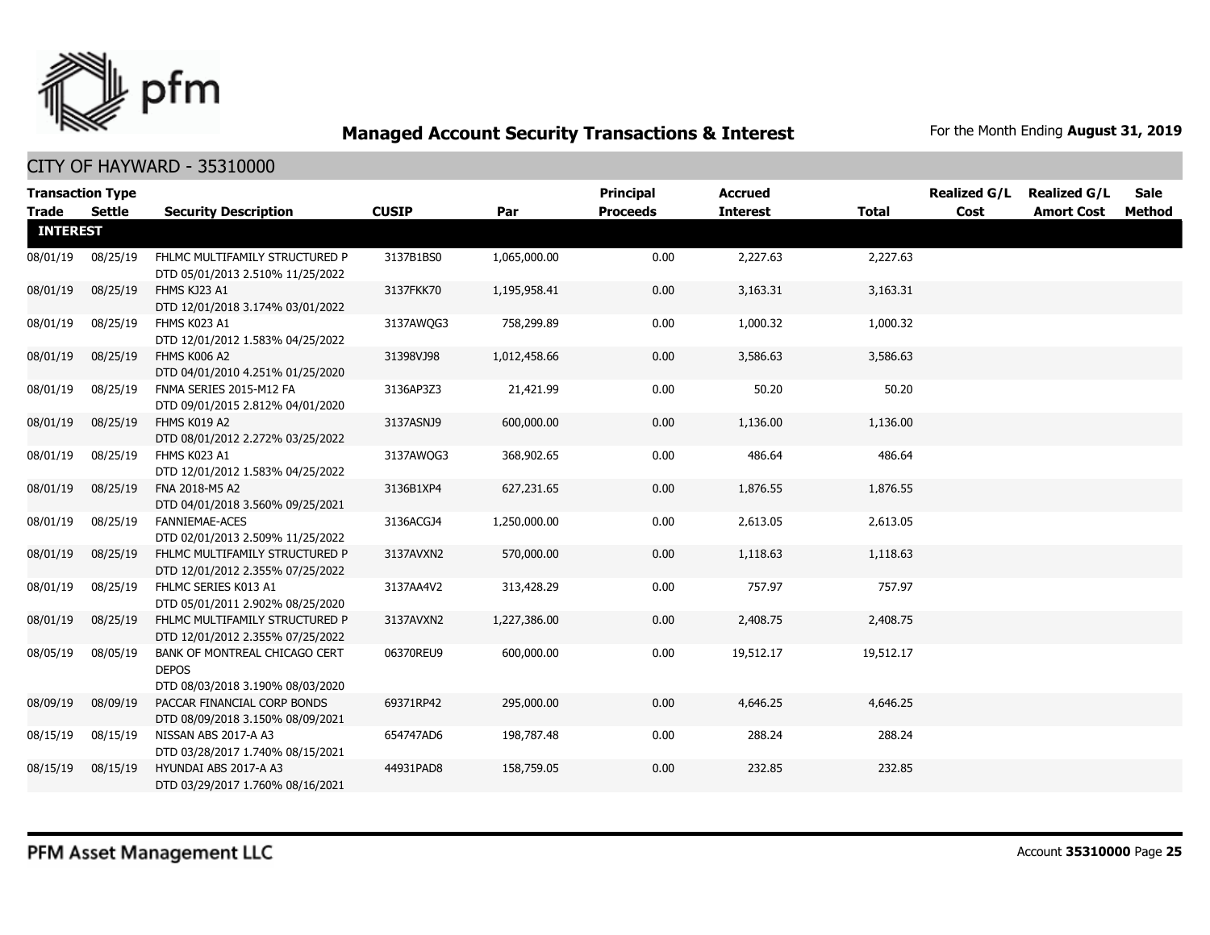## Managed Account Security Transactions & Interest

For the Month Ending **August 31, 2019**

CITY OF HAYWARD - 35310000

| Transaction Type Trade | Settle | Security Description | CUSIP | Par | Principal Proceeds | Accrued Interest | Total | Realized G/L Cost | Realized G/L Amort Cost | Sale Method |
|---|---|---|---|---|---|---|---|---|---|---|
| **INTEREST** | | | | | | | | | | |
| 08/01/19 | 08/25/19 | FHLMC MULTIFAMILY STRUCTURED P DTD 05/01/2013 2.510% 11/25/2022 | 3137B1BS0 | 1,065,000.00 | 0.00 | 2,227.63 | 2,227.63 | | | |
| 08/01/19 | 08/25/19 | FHMS KJ23 A1 DTD 12/01/2018 3.174% 03/01/2022 | 3137FKK70 | 1,195,958.41 | 0.00 | 3,163.31 | 3,163.31 | | | |
| 08/01/19 | 08/25/19 | FHMS K023 A1 DTD 12/01/2012 1.583% 04/25/2022 | 3137AWQG3 | 758,299.89 | 0.00 | 1,000.32 | 1,000.32 | | | |
| 08/01/19 | 08/25/19 | FHMS K006 A2 DTD 04/01/2010 4.251% 01/25/2020 | 31398VJ98 | 1,012,458.66 | 0.00 | 3,586.63 | 3,586.63 | | | |
| 08/01/19 | 08/25/19 | FNMA SERIES 2015-M12 FA DTD 09/01/2015 2.812% 04/01/2020 | 3136AP3Z3 | 21,421.99 | 0.00 | 50.20 | 50.20 | | | |
| 08/01/19 | 08/25/19 | FHMS K019 A2 DTD 08/01/2012 2.272% 03/25/2022 | 3137ASNJ9 | 600,000.00 | 0.00 | 1,136.00 | 1,136.00 | | | |
| 08/01/19 | 08/25/19 | FHMS K023 A1 DTD 12/01/2012 1.583% 04/25/2022 | 3137AWQG3 | 368,902.65 | 0.00 | 486.64 | 486.64 | | | |
| 08/01/19 | 08/25/19 | FNA 2018-M5 A2 DTD 04/01/2018 3.560% 09/25/2021 | 3136B1XP4 | 627,231.65 | 0.00 | 1,876.55 | 1,876.55 | | | |
| 08/01/19 | 08/25/19 | FANNIEMAE-ACES DTD 02/01/2013 2.509% 11/25/2022 | 3136ACGJ4 | 1,250,000.00 | 0.00 | 2,613.05 | 2,613.05 | | | |
| 08/01/19 | 08/25/19 | FHLMC MULTIFAMILY STRUCTURED P DTD 12/01/2012 2.355% 07/25/2022 | 3137AVXN2 | 570,000.00 | 0.00 | 1,118.63 | 1,118.63 | | | |
| 08/01/19 | 08/25/19 | FHLMC SERIES K013 A1 DTD 05/01/2011 2.902% 08/25/2020 | 3137AA4V2 | 313,428.29 | 0.00 | 757.97 | 757.97 | | | |
| 08/01/19 | 08/25/19 | FHLMC MULTIFAMILY STRUCTURED P DTD 12/01/2012 2.355% 07/25/2022 | 3137AVXN2 | 1,227,386.00 | 0.00 | 2,408.75 | 2,408.75 | | | |
| 08/05/19 | 08/05/19 | BANK OF MONTREAL CHICAGO CERT DEPOS DTD 08/03/2018 3.190% 08/03/2020 | 06370REU9 | 600,000.00 | 0.00 | 19,512.17 | 19,512.17 | | | |
| 08/09/19 | 08/09/19 | PACCAR FINANCIAL CORP BONDS DTD 08/09/2018 3.150% 08/09/2021 | 69371RP42 | 295,000.00 | 0.00 | 4,646.25 | 4,646.25 | | | |
| 08/15/19 | 08/15/19 | NISSAN ABS 2017-A A3 DTD 03/28/2017 1.740% 08/15/2021 | 654747AD6 | 198,787.48 | 0.00 | 288.24 | 288.24 | | | |
| 08/15/19 | 08/15/19 | HYUNDAI ABS 2017-A A3 DTD 03/29/2017 1.760% 08/16/2021 | 44931PAD8 | 158,759.05 | 0.00 | 232.85 | 232.85 | | | |

PFM Asset Management LLC

Account **35310000**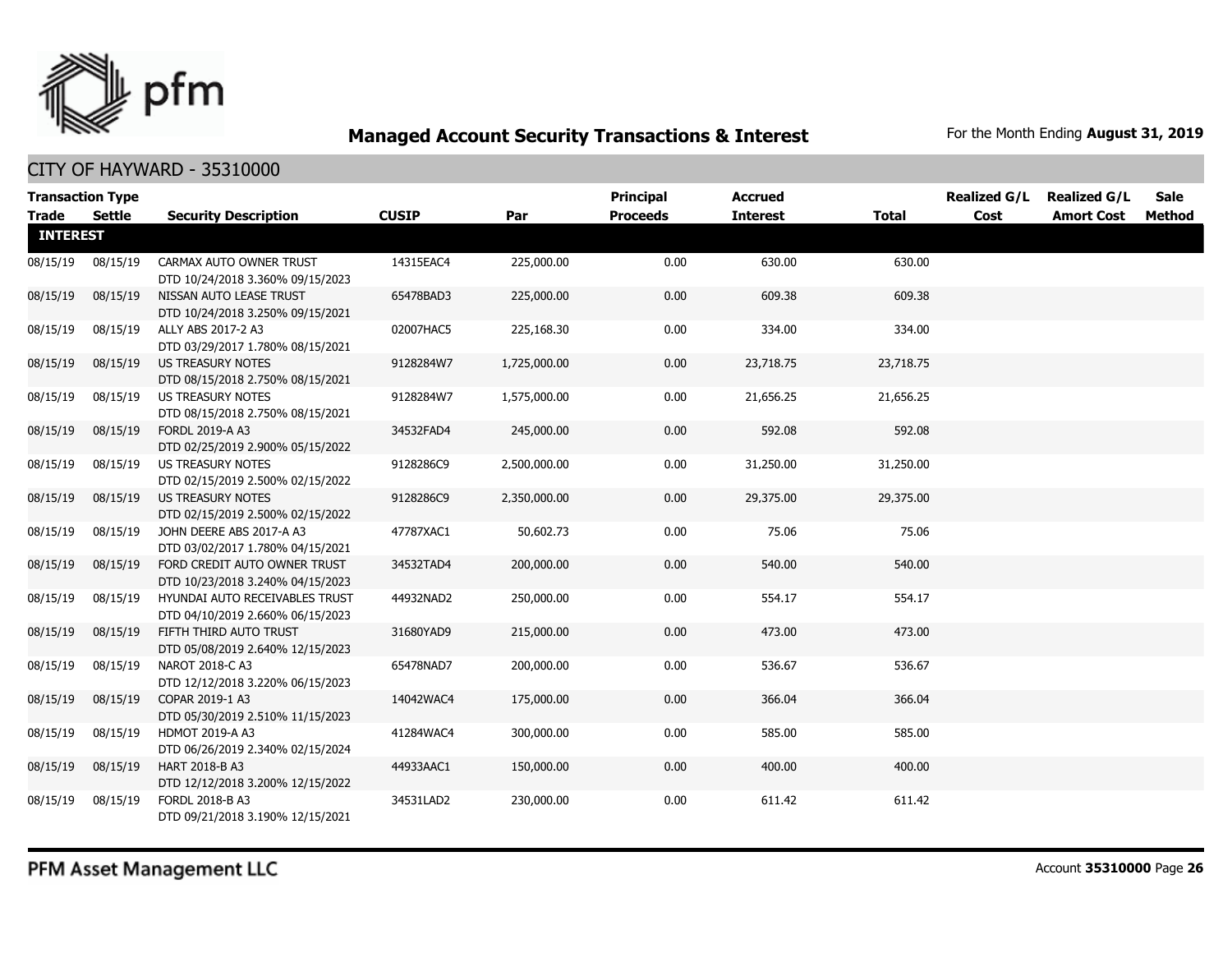# Managed Account Security Transactions & Interest

For the Month Ending **August 31, 2019**

## CITY OF HAYWARD - 35310000

| Transaction Type Trade | Settle | Security Description | CUSIP | Par | Principal Proceeds | Accrued Interest | Total | Realized G/L Cost | Realized G/L Amort Cost | Sale Method |
|---|---|---|---|---|---|---|---|---|---|---|
| **INTEREST** | | | | | | | | | | |
| 08/15/19 | 08/15/19 | CARMAX AUTO OWNER TRUST DTD 10/24/2018 3.360% 09/15/2023 | 14315EAC4 | 225,000.00 | 0.00 | 630.00 | 630.00 | | | |
| 08/15/19 | 08/15/19 | NISSAN AUTO LEASE TRUST DTD 10/24/2018 3.250% 09/15/2021 | 65478BAD3 | 225,000.00 | 0.00 | 609.38 | 609.38 | | | |
| 08/15/19 | 08/15/19 | ALLY ABS 2017-2 A3 DTD 03/29/2017 1.780% 08/15/2021 | 02007HAC5 | 225,168.30 | 0.00 | 334.00 | 334.00 | | | |
| 08/15/19 | 08/15/19 | US TREASURY NOTES DTD 08/15/2018 2.750% 08/15/2021 | 9128284W7 | 1,725,000.00 | 0.00 | 23,718.75 | 23,718.75 | | | |
| 08/15/19 | 08/15/19 | US TREASURY NOTES DTD 08/15/2018 2.750% 08/15/2021 | 9128284W7 | 1,575,000.00 | 0.00 | 21,656.25 | 21,656.25 | | | |
| 08/15/19 | 08/15/19 | FORDL 2019-A A3 DTD 02/25/2019 2.900% 05/15/2022 | 34532FAD4 | 245,000.00 | 0.00 | 592.08 | 592.08 | | | |
| 08/15/19 | 08/15/19 | US TREASURY NOTES DTD 02/15/2019 2.500% 02/15/2022 | 9128286C9 | 2,500,000.00 | 0.00 | 31,250.00 | 31,250.00 | | | |
| 08/15/19 | 08/15/19 | US TREASURY NOTES DTD 02/15/2019 2.500% 02/15/2022 | 9128286C9 | 2,350,000.00 | 0.00 | 29,375.00 | 29,375.00 | | | |
| 08/15/19 | 08/15/19 | JOHN DEERE ABS 2017-A A3 DTD 03/02/2017 1.780% 04/15/2021 | 47787XAC1 | 50,602.73 | 0.00 | 75.06 | 75.06 | | | |
| 08/15/19 | 08/15/19 | FORD CREDIT AUTO OWNER TRUST DTD 10/23/2018 3.240% 04/15/2023 | 34532TAD4 | 200,000.00 | 0.00 | 540.00 | 540.00 | | | |
| 08/15/19 | 08/15/19 | HYUNDAI AUTO RECEIVABLES TRUST DTD 04/10/2019 2.660% 06/15/2023 | 44932NAD2 | 250,000.00 | 0.00 | 554.17 | 554.17 | | | |
| 08/15/19 | 08/15/19 | FIFTH THIRD AUTO TRUST DTD 05/08/2019 2.640% 12/15/2023 | 31680YAD9 | 215,000.00 | 0.00 | 473.00 | 473.00 | | | |
| 08/15/19 | 08/15/19 | NAROT 2018-C A3 DTD 12/12/2018 3.220% 06/15/2023 | 65478NAD7 | 200,000.00 | 0.00 | 536.67 | 536.67 | | | |
| 08/15/19 | 08/15/19 | COPAR 2019-1 A3 DTD 05/30/2019 2.510% 11/15/2023 | 14042WAC4 | 175,000.00 | 0.00 | 366.04 | 366.04 | | | |
| 08/15/19 | 08/15/19 | HDMOT 2019-A A3 DTD 06/26/2019 2.340% 02/15/2024 | 41284WAC4 | 300,000.00 | 0.00 | 585.00 | 585.00 | | | |
| 08/15/19 | 08/15/19 | HART 2018-B A3 DTD 12/12/2018 3.200% 12/15/2022 | 44933AAC1 | 150,000.00 | 0.00 | 400.00 | 400.00 | | | |
| 08/15/19 | 08/15/19 | FORDL 2018-B A3 DTD 09/21/2018 3.190% 12/15/2021 | 34531LAD2 | 230,000.00 | 0.00 | 611.42 | 611.42 | | | |

PFM Asset Management LLC

Account **35310000** Page **26**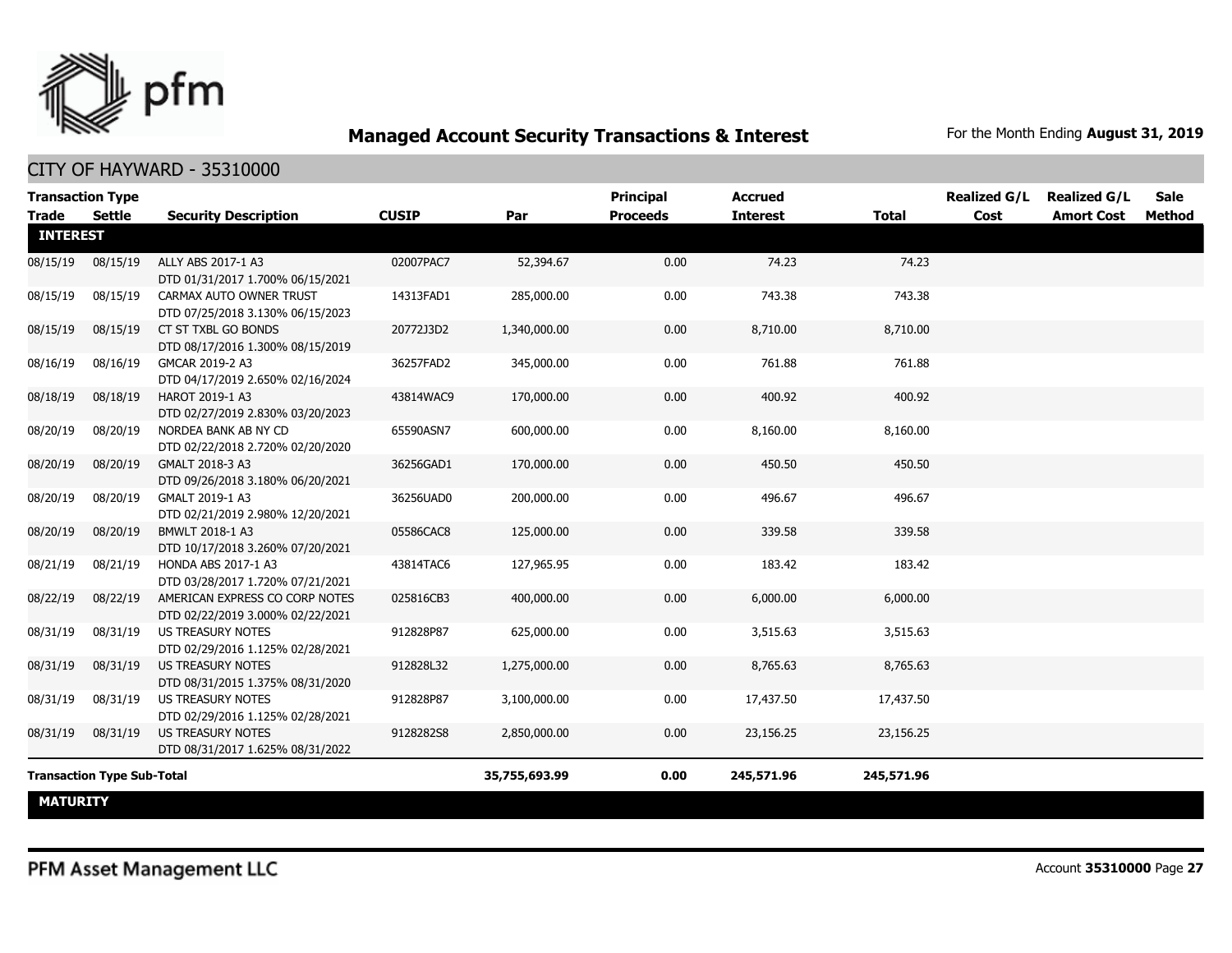## Managed Account Security Transactions & Interest

For the Month Ending **August 31, 2019**

### CITY OF HAYWARD - 35310000

| Transaction Type Trade | Settle | Security Description | CUSIP | Par | Principal Proceeds | Accrued Interest | Total | Realized G/L Cost | Realized G/L Amort Cost | Sale Method |
|---|---|---|---|---|---|---|---|---|---|---|
| **INTEREST** | | | | | | | | | | |
| 08/15/19 | 08/15/19 | ALLY ABS 2017-1 A3 DTD 01/31/2017 1.700% 06/15/2021 | 02007PAC7 | 52,394.67 | 0.00 | 74.23 | 74.23 | | | |
| 08/15/19 | 08/15/19 | CARMAX AUTO OWNER TRUST DTD 07/25/2018 3.130% 06/15/2023 | 14313FAD1 | 285,000.00 | 0.00 | 743.38 | 743.38 | | | |
| 08/15/19 | 08/15/19 | CT ST TXBL GO BONDS DTD 08/17/2016 1.300% 08/15/2019 | 20772J3D2 | 1,340,000.00 | 0.00 | 8,710.00 | 8,710.00 | | | |
| 08/16/19 | 08/16/19 | GMCAR 2019-2 A3 DTD 04/17/2019 2.650% 02/16/2024 | 36257FAD2 | 345,000.00 | 0.00 | 761.88 | 761.88 | | | |
| 08/18/19 | 08/18/19 | HAROT 2019-1 A3 DTD 02/27/2019 2.830% 03/20/2023 | 43814WAC9 | 170,000.00 | 0.00 | 400.92 | 400.92 | | | |
| 08/20/19 | 08/20/19 | NORDEA BANK AB NY CD DTD 02/22/2018 2.720% 02/20/2020 | 65590ASN7 | 600,000.00 | 0.00 | 8,160.00 | 8,160.00 | | | |
| 08/20/19 | 08/20/19 | GMALT 2018-3 A3 DTD 09/26/2018 3.180% 06/20/2021 | 36256GAD1 | 170,000.00 | 0.00 | 450.50 | 450.50 | | | |
| 08/20/19 | 08/20/19 | GMALT 2019-1 A3 DTD 02/21/2019 2.980% 12/20/2021 | 36256UAD0 | 200,000.00 | 0.00 | 496.67 | 496.67 | | | |
| 08/20/19 | 08/20/19 | BMWLT 2018-1 A3 DTD 10/17/2018 3.260% 07/20/2021 | 05586CAC8 | 125,000.00 | 0.00 | 339.58 | 339.58 | | | |
| 08/21/19 | 08/21/19 | HONDA ABS 2017-1 A3 DTD 03/28/2017 1.720% 07/21/2021 | 43814TAC6 | 127,965.95 | 0.00 | 183.42 | 183.42 | | | |
| 08/22/19 | 08/22/19 | AMERICAN EXPRESS CO CORP NOTES DTD 02/22/2019 3.000% 02/22/2021 | 025816CB3 | 400,000.00 | 0.00 | 6,000.00 | 6,000.00 | | | |
| 08/31/19 | 08/31/19 | US TREASURY NOTES DTD 02/29/2016 1.125% 02/28/2021 | 912828P87 | 625,000.00 | 0.00 | 3,515.63 | 3,515.63 | | | |
| 08/31/19 | 08/31/19 | US TREASURY NOTES DTD 08/31/2015 1.375% 08/31/2020 | 912828L32 | 1,275,000.00 | 0.00 | 8,765.63 | 8,765.63 | | | |
| 08/31/19 | 08/31/19 | US TREASURY NOTES DTD 02/29/2016 1.125% 02/28/2021 | 912828P87 | 3,100,000.00 | 0.00 | 17,437.50 | 17,437.50 | | | |
| 08/31/19 | 08/31/19 | US TREASURY NOTES DTD 08/31/2017 1.625% 08/31/2022 | 9128282S8 | 2,850,000.00 | 0.00 | 23,156.25 | 23,156.25 | | | |
| **Transaction Type Sub-Total** | | | | **35,755,693.99** | **0.00** | **245,571.96** | **245,571.96** | | | |
| **MATURITY** | | | | | | | | | | |

PFM Asset Management LLC

Account **35310000**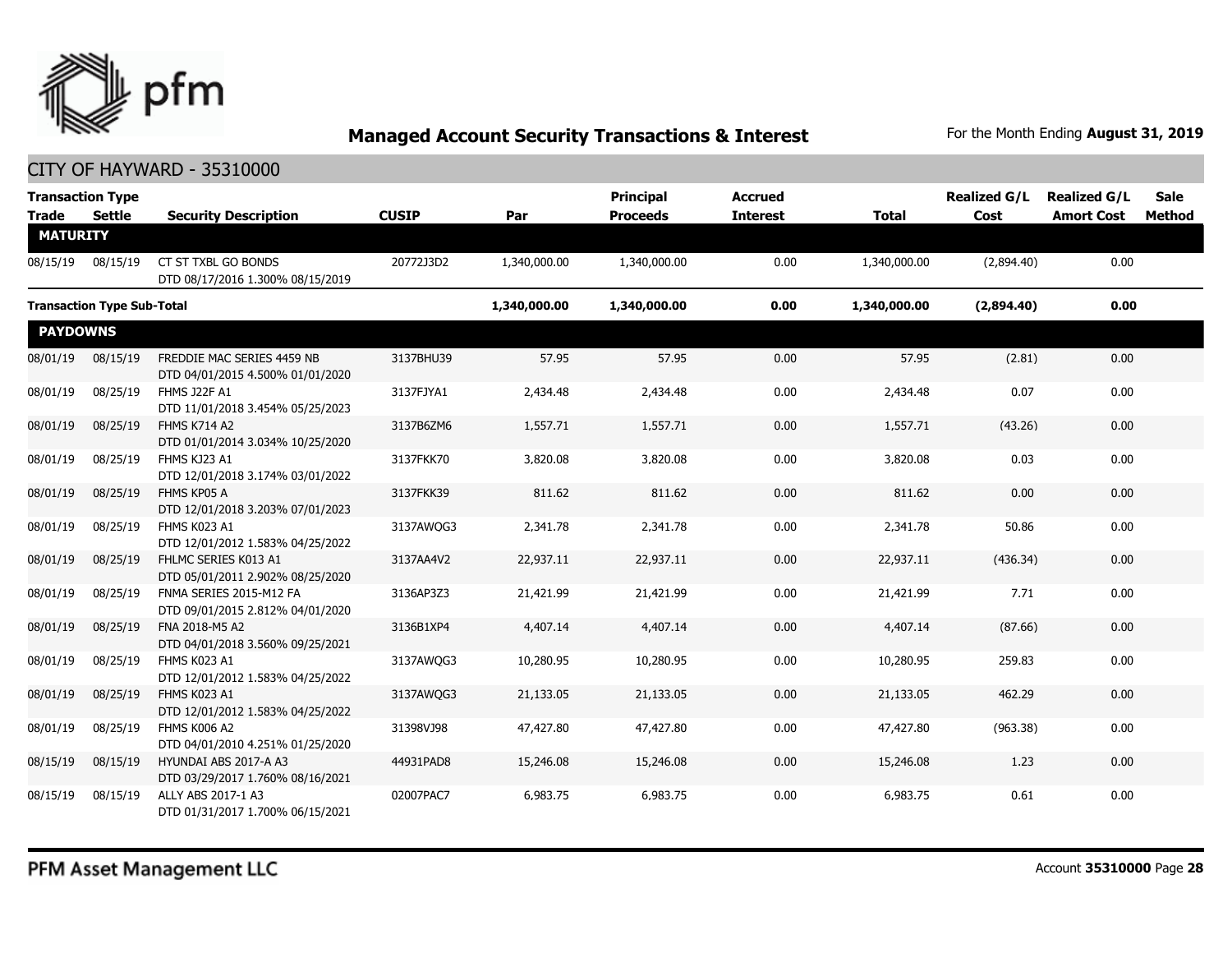## Managed Account Security Transactions & Interest

For the Month Ending **August 31, 2019**

CITY OF HAYWARD - 35310000

| Transaction Type Trade | Settle | Security Description | CUSIP | Par | Principal Proceeds | Accrued Interest | Total | Realized G/L Cost | Realized G/L Amort Cost | Sale Method |
|---|---|---|---|---|---|---|---|---|---|---|
| **MATURITY** | | | | | | | | | | |
| 08/15/19 | 08/15/19 | CT ST TXBL GO BONDS DTD 08/17/2016 1.300% 08/15/2019 | 20772J3D2 | 1,340,000.00 | 1,340,000.00 | 0.00 | 1,340,000.00 | (2,894.40) | 0.00 | |
| **Transaction Type Sub-Total** | | | | **1,340,000.00** | **1,340,000.00** | **0.00** | **1,340,000.00** | **(2,894.40)** | **0.00** | |
| **PAYDOWNS** | | | | | | | | | | |
| 08/01/19 | 08/15/19 | FREDDIE MAC SERIES 4459 NB DTD 04/01/2015 4.500% 01/01/2020 | 3137BHU39 | 57.95 | 57.95 | 0.00 | 57.95 | (2.81) | 0.00 | |
| 08/01/19 | 08/25/19 | FHMS J22F A1 DTD 11/01/2018 3.454% 05/25/2023 | 3137FJYA1 | 2,434.48 | 2,434.48 | 0.00 | 2,434.48 | 0.07 | 0.00 | |
| 08/01/19 | 08/25/19 | FHMS K714 A2 DTD 01/01/2014 3.034% 10/25/2020 | 3137B6ZM6 | 1,557.71 | 1,557.71 | 0.00 | 1,557.71 | (43.26) | 0.00 | |
| 08/01/19 | 08/25/19 | FHMS KJ23 A1 DTD 12/01/2018 3.174% 03/01/2022 | 3137FKK70 | 3,820.08 | 3,820.08 | 0.00 | 3,820.08 | 0.03 | 0.00 | |
| 08/01/19 | 08/25/19 | FHMS KP05 A DTD 12/01/2018 3.203% 07/01/2023 | 3137FKK39 | 811.62 | 811.62 | 0.00 | 811.62 | 0.00 | 0.00 | |
| 08/01/19 | 08/25/19 | FHMS K023 A1 DTD 12/01/2012 1.583% 04/25/2022 | 3137AWQG3 | 2,341.78 | 2,341.78 | 0.00 | 2,341.78 | 50.86 | 0.00 | |
| 08/01/19 | 08/25/19 | FHLMC SERIES K013 A1 DTD 05/01/2011 2.902% 08/25/2020 | 3137AA4V2 | 22,937.11 | 22,937.11 | 0.00 | 22,937.11 | (436.34) | 0.00 | |
| 08/01/19 | 08/25/19 | FNMA SERIES 2015-M12 FA DTD 09/01/2015 2.812% 04/01/2020 | 3136AP3Z3 | 21,421.99 | 21,421.99 | 0.00 | 21,421.99 | 7.71 | 0.00 | |
| 08/01/19 | 08/25/19 | FNA 2018-M5 A2 DTD 04/01/2018 3.560% 09/25/2021 | 3136B1XP4 | 4,407.14 | 4,407.14 | 0.00 | 4,407.14 | (87.66) | 0.00 | |
| 08/01/19 | 08/25/19 | FHMS K023 A1 DTD 12/01/2012 1.583% 04/25/2022 | 3137AWQG3 | 10,280.95 | 10,280.95 | 0.00 | 10,280.95 | 259.83 | 0.00 | |
| 08/01/19 | 08/25/19 | FHMS K023 A1 DTD 12/01/2012 1.583% 04/25/2022 | 3137AWQG3 | 21,133.05 | 21,133.05 | 0.00 | 21,133.05 | 462.29 | 0.00 | |
| 08/01/19 | 08/25/19 | FHMS K006 A2 DTD 04/01/2010 4.251% 01/25/2020 | 31398VJ98 | 47,427.80 | 47,427.80 | 0.00 | 47,427.80 | (963.38) | 0.00 | |
| 08/15/19 | 08/15/19 | HYUNDAI ABS 2017-A A3 DTD 03/29/2017 1.760% 08/16/2021 | 44931PAD8 | 15,246.08 | 15,246.08 | 0.00 | 15,246.08 | 1.23 | 0.00 | |
| 08/15/19 | 08/15/19 | ALLY ABS 2017-1 A3 DTD 01/31/2017 1.700% 06/15/2021 | 02007PAC7 | 6,983.75 | 6,983.75 | 0.00 | 6,983.75 | 0.61 | 0.00 | |

PFM Asset Management LLC

Account **35310000**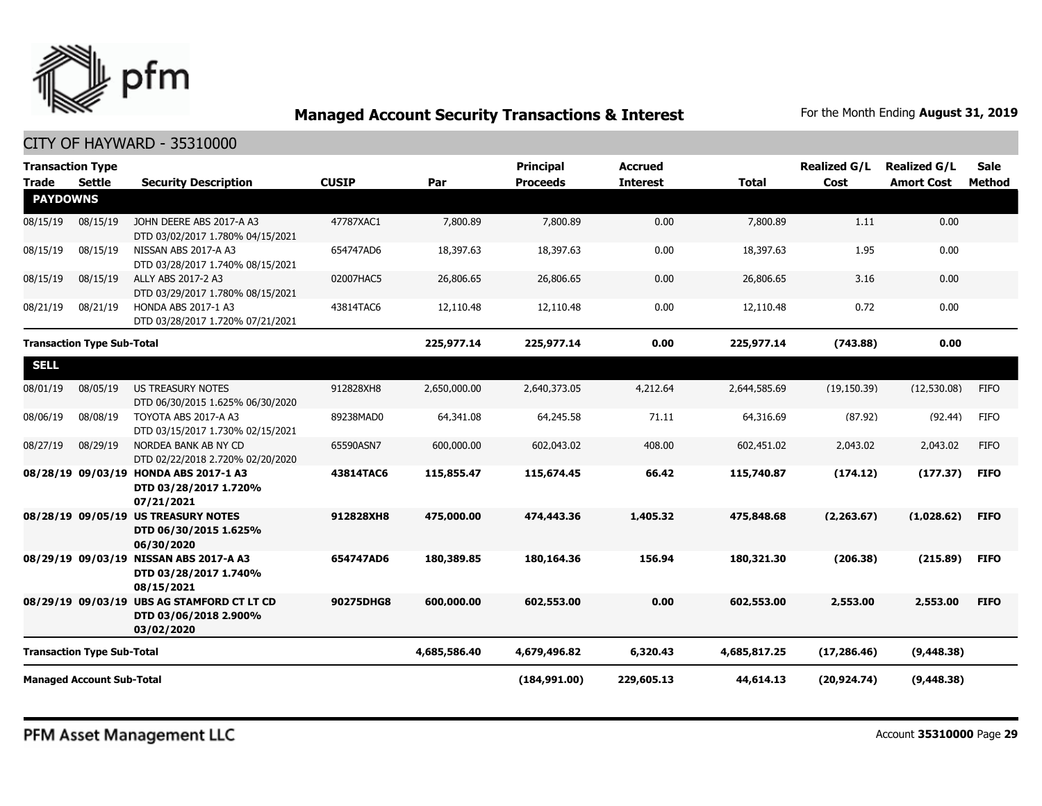# Managed Account Security Transactions & Interest

For the Month Ending **August 31, 2019**

## CITY OF HAYWARD - 35310000

| Transaction Type Trade | Settle | Security Description | CUSIP | Par | Principal Proceeds | Accrued Interest | Total | Realized G/L Cost | Realized G/L Amort Cost | Sale Method |
|---|---|---|---|---|---|---|---|---|---|---|
| **PAYDOWNS** | | | | | | | | | | |
| 08/15/19 | 08/15/19 | JOHN DEERE ABS 2017-A A3 DTD 03/02/2017 1.780% 04/15/2021 | 47787XAC1 | 7,800.89 | 7,800.89 | 0.00 | 7,800.89 | 1.11 | 0.00 | |
| 08/15/19 | 08/15/19 | NISSAN ABS 2017-A A3 DTD 03/28/2017 1.740% 08/15/2021 | 654747AD6 | 18,397.63 | 18,397.63 | 0.00 | 18,397.63 | 1.95 | 0.00 | |
| 08/15/19 | 08/15/19 | ALLY ABS 2017-2 A3 DTD 03/29/2017 1.780% 08/15/2021 | 02007HAC5 | 26,806.65 | 26,806.65 | 0.00 | 26,806.65 | 3.16 | 0.00 | |
| 08/21/19 | 08/21/19 | HONDA ABS 2017-1 A3 DTD 03/28/2017 1.720% 07/21/2021 | 43814TAC6 | 12,110.48 | 12,110.48 | 0.00 | 12,110.48 | 0.72 | 0.00 | |
| **Transaction Type Sub-Total** | | | | **225,977.14** | **225,977.14** | **0.00** | **225,977.14** | **(743.88)** | **0.00** | |
| **SELL** | | | | | | | | | | |
| 08/01/19 | 08/05/19 | US TREASURY NOTES DTD 06/30/2015 1.625% 06/30/2020 | 912828XH8 | 2,650,000.00 | 2,640,373.05 | 4,212.64 | 2,644,585.69 | (19,150.39) | (12,530.08) | FIFO |
| 08/06/19 | 08/08/19 | TOYOTA ABS 2017-A A3 DTD 03/15/2017 1.730% 02/15/2021 | 89238MAD0 | 64,341.08 | 64,245.58 | 71.11 | 64,316.69 | (87.92) | (92.44) | FIFO |
| 08/27/19 | 08/29/19 | NORDEA BANK AB NY CD DTD 02/22/2018 2.720% 02/20/2020 | 65590ASN7 | 600,000.00 | 602,043.02 | 408.00 | 602,451.02 | 2,043.02 | 2,043.02 | FIFO |
| **08/28/19** | **09/03/19** | **HONDA ABS 2017-1 A3 DTD 03/28/2017 1.720% 07/21/2021** | **43814TAC6** | **115,855.47** | **115,674.45** | **66.42** | **115,740.87** | **(174.12)** | **(177.37)** | **FIFO** |
| **08/28/19** | **09/05/19** | **US TREASURY NOTES DTD 06/30/2015 1.625% 06/30/2020** | **912828XH8** | **475,000.00** | **474,443.36** | **1,405.32** | **475,848.68** | **(2,263.67)** | **(1,028.62)** | **FIFO** |
| **08/29/19** | **09/03/19** | **NISSAN ABS 2017-A A3 DTD 03/28/2017 1.740% 08/15/2021** | **654747AD6** | **180,389.85** | **180,164.36** | **156.94** | **180,321.30** | **(206.38)** | **(215.89)** | **FIFO** |
| **08/29/19** | **09/03/19** | **UBS AG STAMFORD CT LT CD DTD 03/06/2018 2.900% 03/02/2020** | **90275DHG8** | **600,000.00** | **602,553.00** | **0.00** | **602,553.00** | **2,553.00** | **2,553.00** | **FIFO** |
| **Transaction Type Sub-Total** | | | | **4,685,586.40** | **4,679,496.82** | **6,320.43** | **4,685,817.25** | **(17,286.46)** | **(9,448.38)** | |
| **Managed Account Sub-Total** | | | | | **(184,991.00)** | **229,605.13** | **44,614.13** | **(20,924.74)** | **(9,448.38)** | |

PFM Asset Management LLC

Account **35310000** Page **29**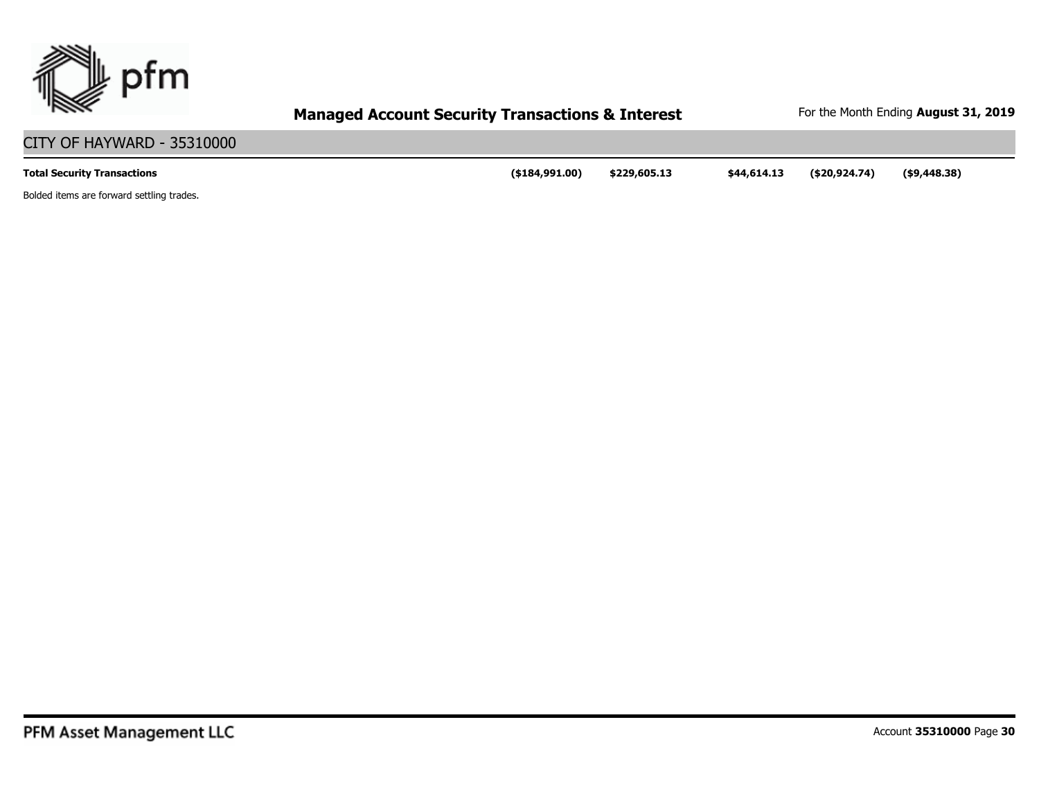## CITY OF HAYWARD - 35310000

| | | | | | |
|---|---|---|---|---|---|
| **Total Security Transactions** | **($184,991.00)** | **$229,605.13** | **$44,614.13** | **($20,924.74)** | **($9,448.38)** |

Bolded items are forward settling trades.